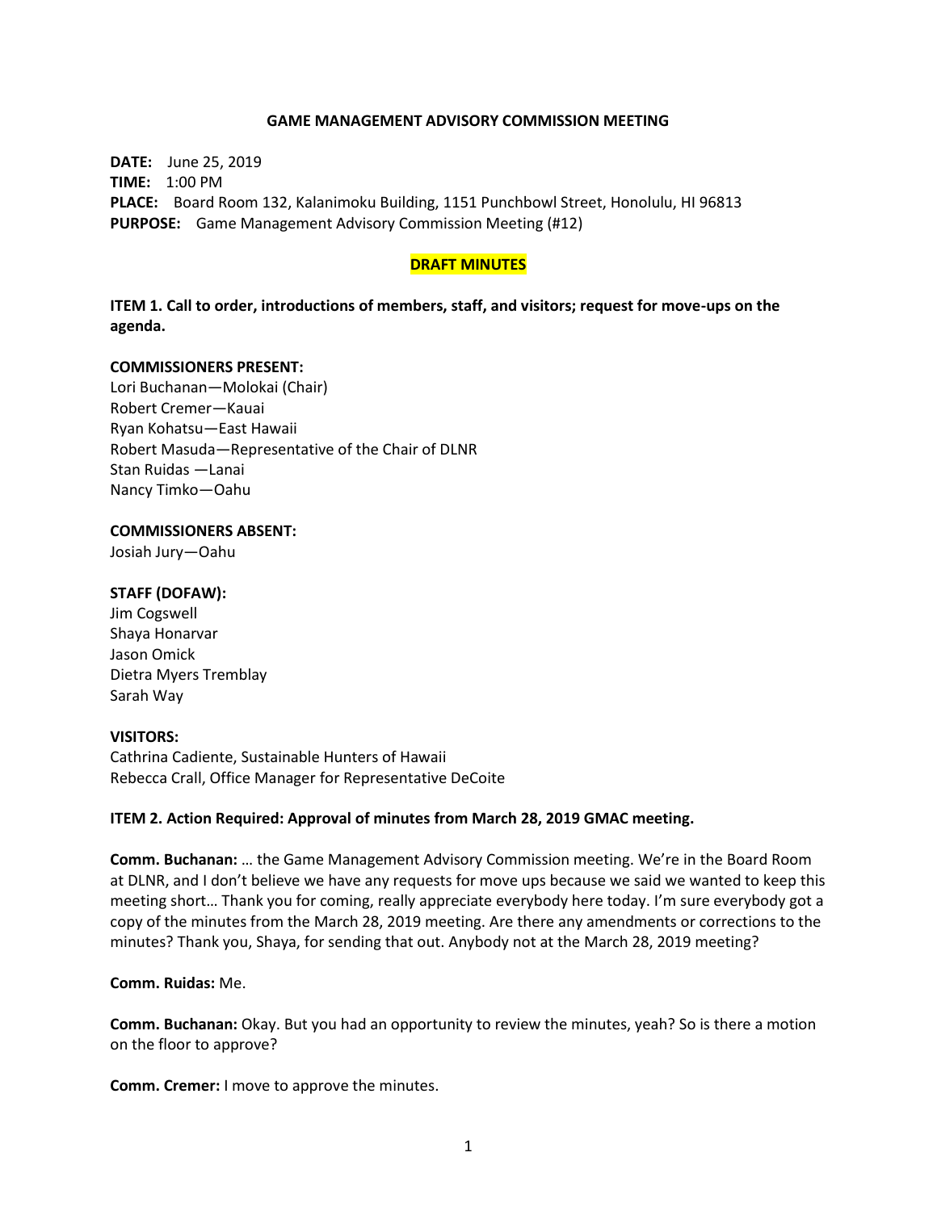# GAME MANAGEMENT ADVISORY COMMISSION MEETING

**DATE:** June 25, 2019
**TIME:** 1:00 PM
**PLACE:** Board Room 132, Kalanimoku Building, 1151 Punchbowl Street, Honolulu, HI 96813
**PURPOSE:** Game Management Advisory Commission Meeting (#12)

**DRAFT MINUTES**

**ITEM 1. Call to order, introductions of members, staff, and visitors; request for move-ups on the agenda.**

**COMMISSIONERS PRESENT:**
Lori Buchanan—Molokai (Chair)
Robert Cremer—Kauai
Ryan Kohatsu—East Hawaii
Robert Masuda—Representative of the Chair of DLNR
Stan Ruidas —Lanai
Nancy Timko—Oahu

**COMMISSIONERS ABSENT:**
Josiah Jury—Oahu

**STAFF (DOFAW):**
Jim Cogswell
Shaya Honarvar
Jason Omick
Dietra Myers Tremblay
Sarah Way

**VISITORS:**
Cathrina Cadiente, Sustainable Hunters of Hawaii
Rebecca Crall, Office Manager for Representative DeCoite

**ITEM 2. Action Required: Approval of minutes from March 28, 2019 GMAC meeting.**

**Comm. Buchanan:** … the Game Management Advisory Commission meeting. We're in the Board Room at DLNR, and I don't believe we have any requests for move ups because we said we wanted to keep this meeting short… Thank you for coming, really appreciate everybody here today. I'm sure everybody got a copy of the minutes from the March 28, 2019 meeting. Are there any amendments or corrections to the minutes? Thank you, Shaya, for sending that out. Anybody not at the March 28, 2019 meeting?

**Comm. Ruidas:** Me.

**Comm. Buchanan:** Okay. But you had an opportunity to review the minutes, yeah? So is there a motion on the floor to approve?

**Comm. Cremer:** I move to approve the minutes.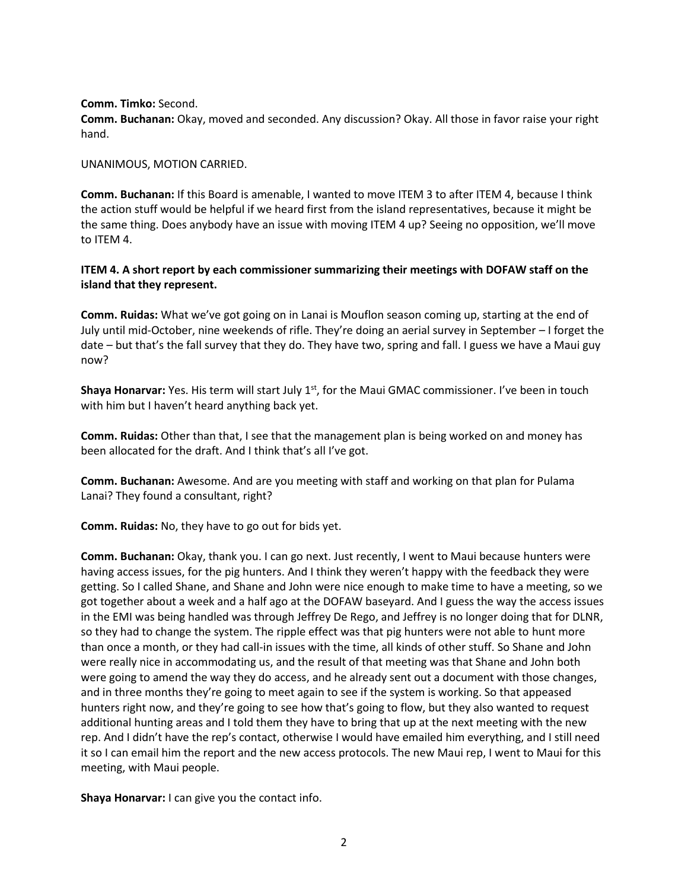**Comm. Timko:** Second.

**Comm. Buchanan:** Okay, moved and seconded. Any discussion? Okay. All those in favor raise your right hand.

UNANIMOUS, MOTION CARRIED.

**Comm. Buchanan:** If this Board is amenable, I wanted to move ITEM 3 to after ITEM 4, because I think the action stuff would be helpful if we heard first from the island representatives, because it might be the same thing. Does anybody have an issue with moving ITEM 4 up? Seeing no opposition, we'll move to ITEM 4.

**ITEM 4. A short report by each commissioner summarizing their meetings with DOFAW staff on the island that they represent.**

**Comm. Ruidas:** What we've got going on in Lanai is Mouflon season coming up, starting at the end of July until mid-October, nine weekends of rifle. They're doing an aerial survey in September – I forget the date – but that's the fall survey that they do. They have two, spring and fall. I guess we have a Maui guy now?

**Shaya Honarvar:** Yes. His term will start July 1st, for the Maui GMAC commissioner. I've been in touch with him but I haven't heard anything back yet.

**Comm. Ruidas:** Other than that, I see that the management plan is being worked on and money has been allocated for the draft. And I think that's all I've got.

**Comm. Buchanan:** Awesome. And are you meeting with staff and working on that plan for Pulama Lanai? They found a consultant, right?

**Comm. Ruidas:** No, they have to go out for bids yet.

**Comm. Buchanan:** Okay, thank you. I can go next. Just recently, I went to Maui because hunters were having access issues, for the pig hunters. And I think they weren't happy with the feedback they were getting. So I called Shane, and Shane and John were nice enough to make time to have a meeting, so we got together about a week and a half ago at the DOFAW baseyard. And I guess the way the access issues in the EMI was being handled was through Jeffrey De Rego, and Jeffrey is no longer doing that for DLNR, so they had to change the system. The ripple effect was that pig hunters were not able to hunt more than once a month, or they had call-in issues with the time, all kinds of other stuff. So Shane and John were really nice in accommodating us, and the result of that meeting was that Shane and John both were going to amend the way they do access, and he already sent out a document with those changes, and in three months they're going to meet again to see if the system is working. So that appeased hunters right now, and they're going to see how that's going to flow, but they also wanted to request additional hunting areas and I told them they have to bring that up at the next meeting with the new rep. And I didn't have the rep's contact, otherwise I would have emailed him everything, and I still need it so I can email him the report and the new access protocols. The new Maui rep, I went to Maui for this meeting, with Maui people.

**Shaya Honarvar:** I can give you the contact info.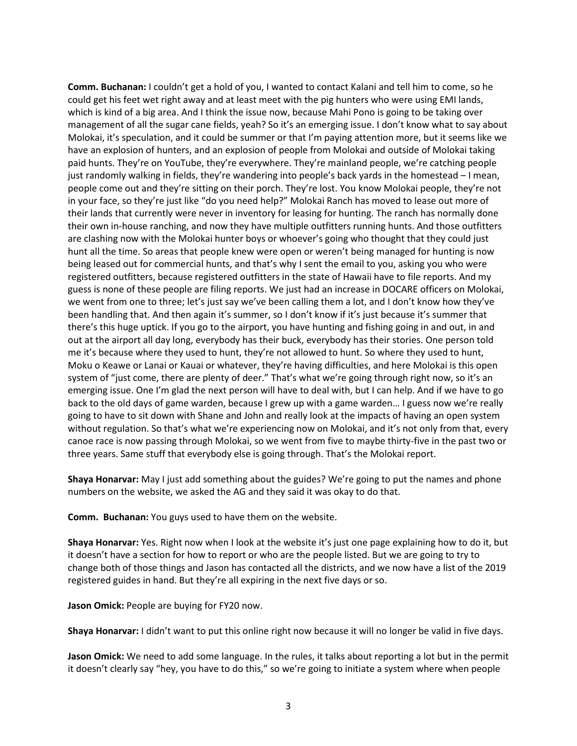**Comm. Buchanan:** I couldn't get a hold of you, I wanted to contact Kalani and tell him to come, so he could get his feet wet right away and at least meet with the pig hunters who were using EMI lands, which is kind of a big area. And I think the issue now, because Mahi Pono is going to be taking over management of all the sugar cane fields, yeah? So it's an emerging issue. I don't know what to say about Molokai, it's speculation, and it could be summer or that I'm paying attention more, but it seems like we have an explosion of hunters, and an explosion of people from Molokai and outside of Molokai taking paid hunts. They're on YouTube, they're everywhere. They're mainland people, we're catching people just randomly walking in fields, they're wandering into people's back yards in the homestead – I mean, people come out and they're sitting on their porch. They're lost. You know Molokai people, they're not in your face, so they're just like "do you need help?" Molokai Ranch has moved to lease out more of their lands that currently were never in inventory for leasing for hunting. The ranch has normally done their own in-house ranching, and now they have multiple outfitters running hunts. And those outfitters are clashing now with the Molokai hunter boys or whoever's going who thought that they could just hunt all the time. So areas that people knew were open or weren't being managed for hunting is now being leased out for commercial hunts, and that's why I sent the email to you, asking you who were registered outfitters, because registered outfitters in the state of Hawaii have to file reports. And my guess is none of these people are filing reports. We just had an increase in DOCARE officers on Molokai, we went from one to three; let's just say we've been calling them a lot, and I don't know how they've been handling that. And then again it's summer, so I don't know if it's just because it's summer that there's this huge uptick. If you go to the airport, you have hunting and fishing going in and out, in and out at the airport all day long, everybody has their buck, everybody has their stories. One person told me it's because where they used to hunt, they're not allowed to hunt. So where they used to hunt, Moku o Keawe or Lanai or Kauai or whatever, they're having difficulties, and here Molokai is this open system of "just come, there are plenty of deer." That's what we're going through right now, so it's an emerging issue. One I'm glad the next person will have to deal with, but I can help. And if we have to go back to the old days of game warden, because I grew up with a game warden… I guess now we're really going to have to sit down with Shane and John and really look at the impacts of having an open system without regulation. So that's what we're experiencing now on Molokai, and it's not only from that, every canoe race is now passing through Molokai, so we went from five to maybe thirty-five in the past two or three years. Same stuff that everybody else is going through. That's the Molokai report.

**Shaya Honarvar:** May I just add something about the guides? We're going to put the names and phone numbers on the website, we asked the AG and they said it was okay to do that.

**Comm. Buchanan:** You guys used to have them on the website.

**Shaya Honarvar:** Yes. Right now when I look at the website it's just one page explaining how to do it, but it doesn't have a section for how to report or who are the people listed. But we are going to try to change both of those things and Jason has contacted all the districts, and we now have a list of the 2019 registered guides in hand. But they're all expiring in the next five days or so.

**Jason Omick:** People are buying for FY20 now.

**Shaya Honarvar:** I didn't want to put this online right now because it will no longer be valid in five days.

**Jason Omick:** We need to add some language. In the rules, it talks about reporting a lot but in the permit it doesn't clearly say "hey, you have to do this," so we're going to initiate a system where when people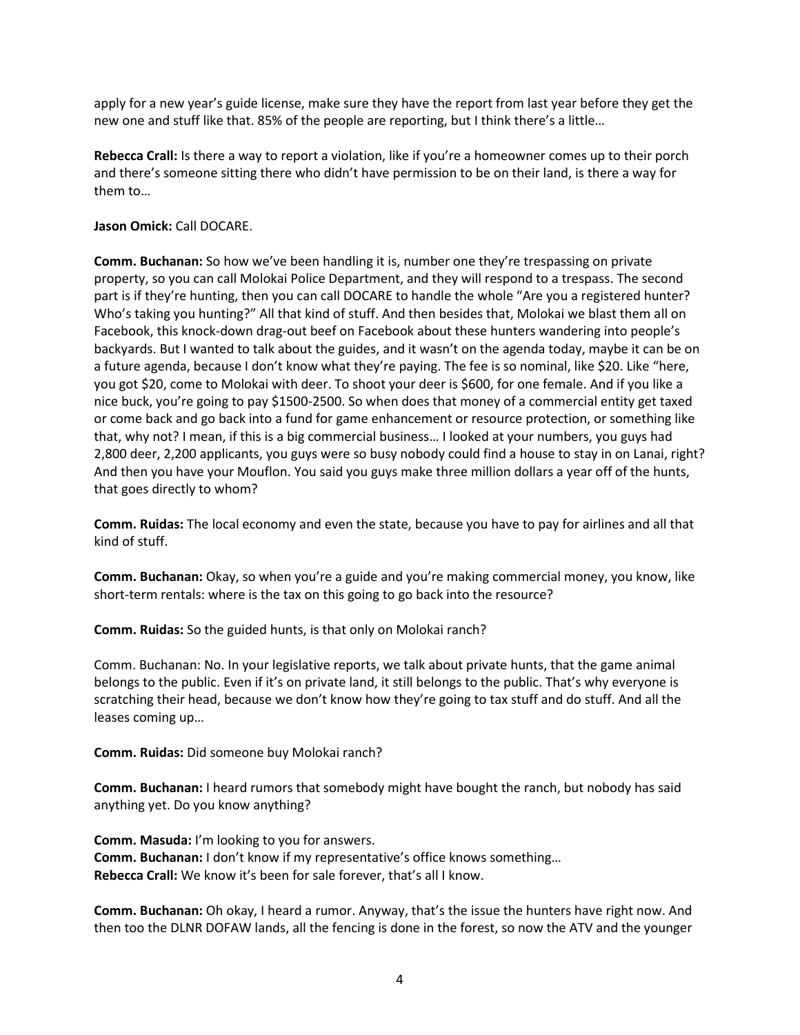apply for a new year's guide license, make sure they have the report from last year before they get the new one and stuff like that. 85% of the people are reporting, but I think there's a little…

**Rebecca Crall:** Is there a way to report a violation, like if you're a homeowner comes up to their porch and there's someone sitting there who didn't have permission to be on their land, is there a way for them to…

**Jason Omick:** Call DOCARE.

**Comm. Buchanan:** So how we've been handling it is, number one they're trespassing on private property, so you can call Molokai Police Department, and they will respond to a trespass. The second part is if they're hunting, then you can call DOCARE to handle the whole "Are you a registered hunter? Who's taking you hunting?" All that kind of stuff. And then besides that, Molokai we blast them all on Facebook, this knock-down drag-out beef on Facebook about these hunters wandering into people's backyards. But I wanted to talk about the guides, and it wasn't on the agenda today, maybe it can be on a future agenda, because I don't know what they're paying. The fee is so nominal, like $20. Like "here, you got $20, come to Molokai with deer. To shoot your deer is $600, for one female. And if you like a nice buck, you're going to pay $1500-2500. So when does that money of a commercial entity get taxed or come back and go back into a fund for game enhancement or resource protection, or something like that, why not? I mean, if this is a big commercial business… I looked at your numbers, you guys had 2,800 deer, 2,200 applicants, you guys were so busy nobody could find a house to stay in on Lanai, right? And then you have your Mouflon. You said you guys make three million dollars a year off of the hunts, that goes directly to whom?

**Comm. Ruidas:** The local economy and even the state, because you have to pay for airlines and all that kind of stuff.

**Comm. Buchanan:** Okay, so when you're a guide and you're making commercial money, you know, like short-term rentals: where is the tax on this going to go back into the resource?

**Comm. Ruidas:** So the guided hunts, is that only on Molokai ranch?

Comm. Buchanan: No. In your legislative reports, we talk about private hunts, that the game animal belongs to the public. Even if it's on private land, it still belongs to the public. That's why everyone is scratching their head, because we don't know how they're going to tax stuff and do stuff. And all the leases coming up…

**Comm. Ruidas:** Did someone buy Molokai ranch?

**Comm. Buchanan:** I heard rumors that somebody might have bought the ranch, but nobody has said anything yet. Do you know anything?

**Comm. Masuda:** I'm looking to you for answers.
**Comm. Buchanan:** I don't know if my representative's office knows something…
**Rebecca Crall:** We know it's been for sale forever, that's all I know.

**Comm. Buchanan:** Oh okay, I heard a rumor. Anyway, that's the issue the hunters have right now. And then too the DLNR DOFAW lands, all the fencing is done in the forest, so now the ATV and the younger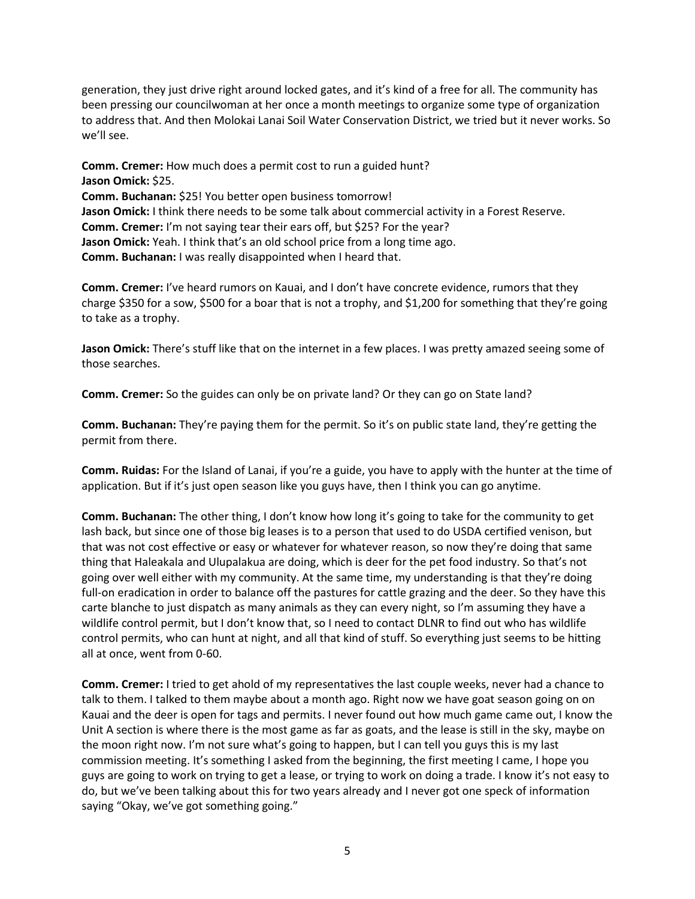generation, they just drive right around locked gates, and it's kind of a free for all. The community has been pressing our councilwoman at her once a month meetings to organize some type of organization to address that. And then Molokai Lanai Soil Water Conservation District, we tried but it never works. So we'll see.

**Comm. Cremer:** How much does a permit cost to run a guided hunt?
**Jason Omick:** $25.
**Comm. Buchanan:** $25! You better open business tomorrow!
**Jason Omick:** I think there needs to be some talk about commercial activity in a Forest Reserve.
**Comm. Cremer:** I'm not saying tear their ears off, but $25? For the year?
**Jason Omick:** Yeah. I think that's an old school price from a long time ago.
**Comm. Buchanan:** I was really disappointed when I heard that.

**Comm. Cremer:** I've heard rumors on Kauai, and I don't have concrete evidence, rumors that they charge $350 for a sow, $500 for a boar that is not a trophy, and $1,200 for something that they're going to take as a trophy.

**Jason Omick:** There's stuff like that on the internet in a few places. I was pretty amazed seeing some of those searches.

**Comm. Cremer:** So the guides can only be on private land? Or they can go on State land?

**Comm. Buchanan:** They're paying them for the permit. So it's on public state land, they're getting the permit from there.

**Comm. Ruidas:** For the Island of Lanai, if you're a guide, you have to apply with the hunter at the time of application. But if it's just open season like you guys have, then I think you can go anytime.

**Comm. Buchanan:** The other thing, I don't know how long it's going to take for the community to get lash back, but since one of those big leases is to a person that used to do USDA certified venison, but that was not cost effective or easy or whatever for whatever reason, so now they're doing that same thing that Haleakala and Ulupalakua are doing, which is deer for the pet food industry. So that's not going over well either with my community. At the same time, my understanding is that they're doing full-on eradication in order to balance off the pastures for cattle grazing and the deer. So they have this carte blanche to just dispatch as many animals as they can every night, so I'm assuming they have a wildlife control permit, but I don't know that, so I need to contact DLNR to find out who has wildlife control permits, who can hunt at night, and all that kind of stuff. So everything just seems to be hitting all at once, went from 0-60.

**Comm. Cremer:** I tried to get ahold of my representatives the last couple weeks, never had a chance to talk to them. I talked to them maybe about a month ago. Right now we have goat season going on on Kauai and the deer is open for tags and permits. I never found out how much game came out, I know the Unit A section is where there is the most game as far as goats, and the lease is still in the sky, maybe on the moon right now. I'm not sure what's going to happen, but I can tell you guys this is my last commission meeting. It's something I asked from the beginning, the first meeting I came, I hope you guys are going to work on trying to get a lease, or trying to work on doing a trade. I know it's not easy to do, but we've been talking about this for two years already and I never got one speck of information saying "Okay, we've got something going."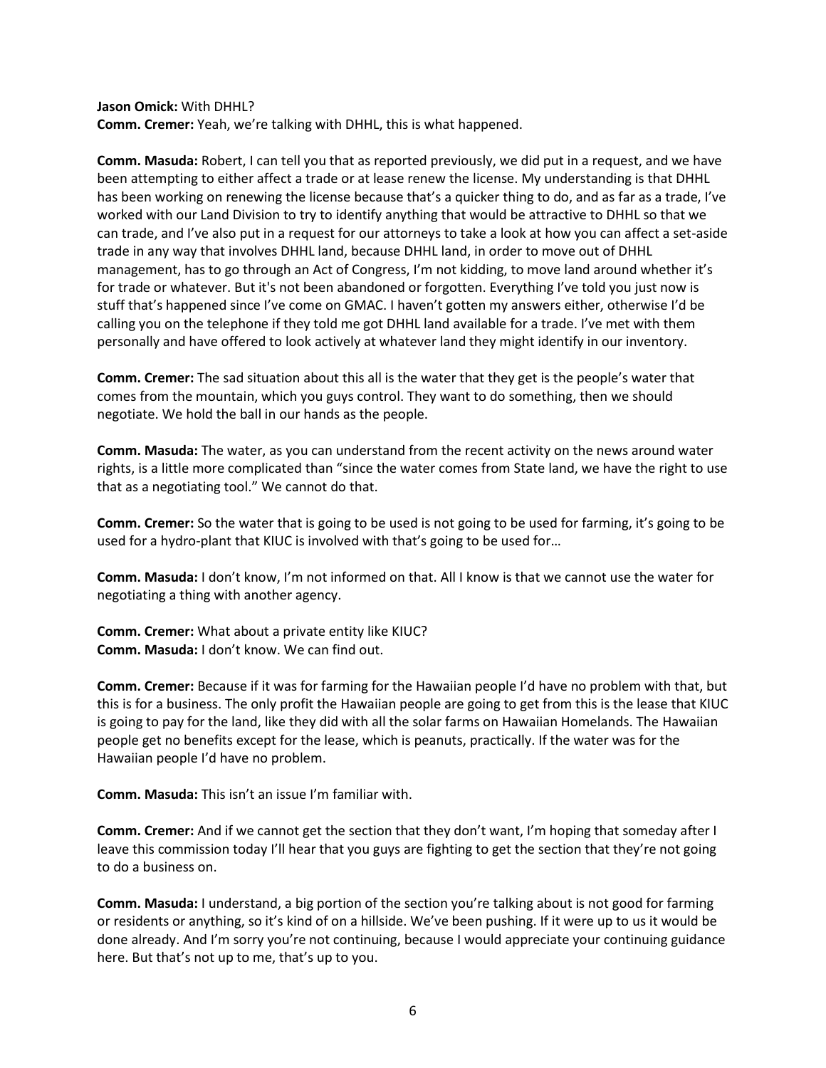**Jason Omick:** With DHHL?
**Comm. Cremer:** Yeah, we're talking with DHHL, this is what happened.

**Comm. Masuda:** Robert, I can tell you that as reported previously, we did put in a request, and we have been attempting to either affect a trade or at lease renew the license. My understanding is that DHHL has been working on renewing the license because that's a quicker thing to do, and as far as a trade, I've worked with our Land Division to try to identify anything that would be attractive to DHHL so that we can trade, and I've also put in a request for our attorneys to take a look at how you can affect a set-aside trade in any way that involves DHHL land, because DHHL land, in order to move out of DHHL management, has to go through an Act of Congress, I'm not kidding, to move land around whether it's for trade or whatever. But it's not been abandoned or forgotten. Everything I've told you just now is stuff that's happened since I've come on GMAC. I haven't gotten my answers either, otherwise I'd be calling you on the telephone if they told me got DHHL land available for a trade. I've met with them personally and have offered to look actively at whatever land they might identify in our inventory.

**Comm. Cremer:** The sad situation about this all is the water that they get is the people's water that comes from the mountain, which you guys control. They want to do something, then we should negotiate. We hold the ball in our hands as the people.

**Comm. Masuda:** The water, as you can understand from the recent activity on the news around water rights, is a little more complicated than "since the water comes from State land, we have the right to use that as a negotiating tool." We cannot do that.

**Comm. Cremer:** So the water that is going to be used is not going to be used for farming, it's going to be used for a hydro-plant that KIUC is involved with that's going to be used for…

**Comm. Masuda:** I don't know, I'm not informed on that. All I know is that we cannot use the water for negotiating a thing with another agency.

**Comm. Cremer:** What about a private entity like KIUC?
**Comm. Masuda:** I don't know. We can find out.

**Comm. Cremer:** Because if it was for farming for the Hawaiian people I'd have no problem with that, but this is for a business. The only profit the Hawaiian people are going to get from this is the lease that KIUC is going to pay for the land, like they did with all the solar farms on Hawaiian Homelands. The Hawaiian people get no benefits except for the lease, which is peanuts, practically. If the water was for the Hawaiian people I'd have no problem.

**Comm. Masuda:** This isn't an issue I'm familiar with.

**Comm. Cremer:** And if we cannot get the section that they don't want, I'm hoping that someday after I leave this commission today I'll hear that you guys are fighting to get the section that they're not going to do a business on.

**Comm. Masuda:** I understand, a big portion of the section you're talking about is not good for farming or residents or anything, so it's kind of on a hillside. We've been pushing. If it were up to us it would be done already. And I'm sorry you're not continuing, because I would appreciate your continuing guidance here. But that's not up to me, that's up to you.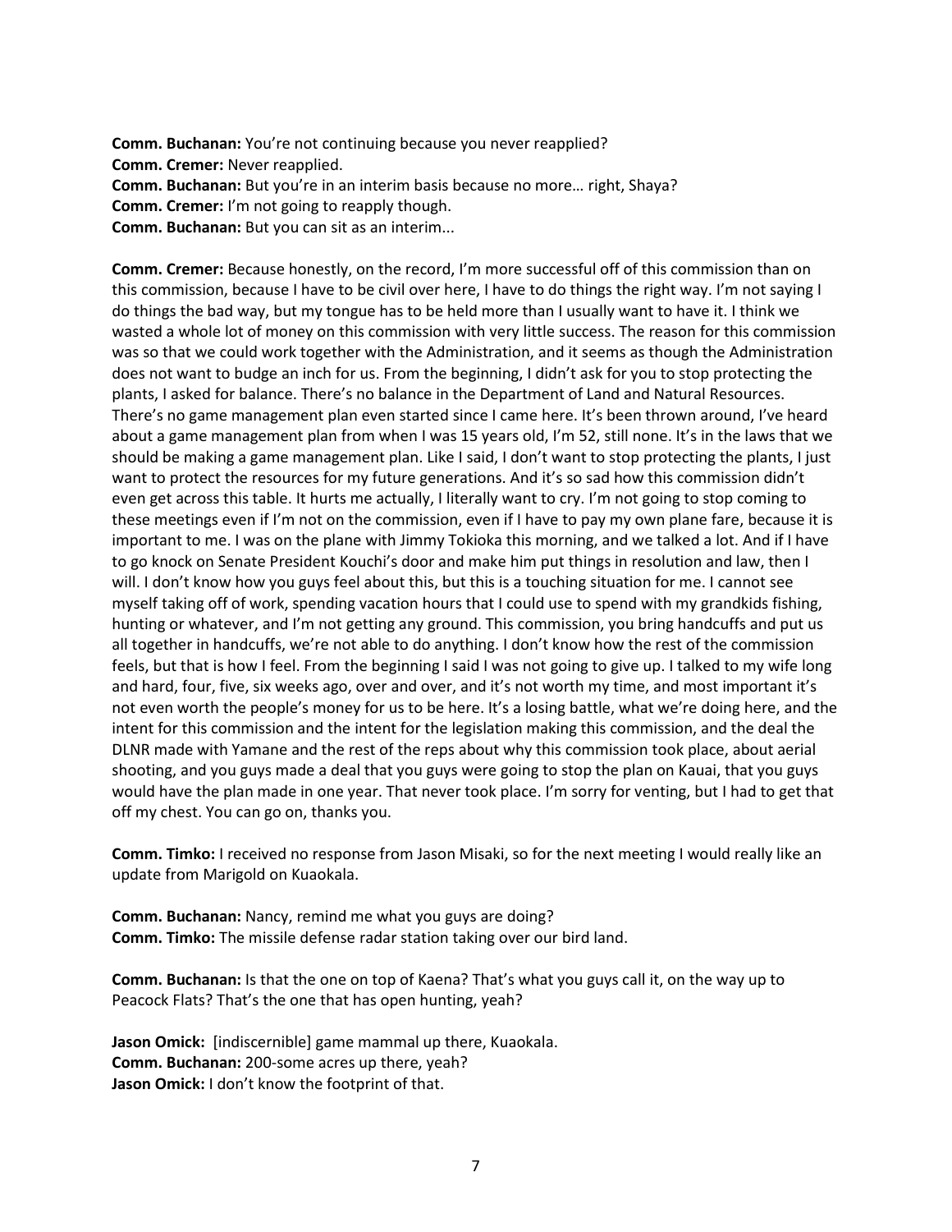**Comm. Buchanan:** You're not continuing because you never reapplied?
**Comm. Cremer:** Never reapplied.
**Comm. Buchanan:** But you're in an interim basis because no more… right, Shaya?
**Comm. Cremer:** I'm not going to reapply though.
**Comm. Buchanan:** But you can sit as an interim...

**Comm. Cremer:** Because honestly, on the record, I'm more successful off of this commission than on this commission, because I have to be civil over here, I have to do things the right way. I'm not saying I do things the bad way, but my tongue has to be held more than I usually want to have it. I think we wasted a whole lot of money on this commission with very little success. The reason for this commission was so that we could work together with the Administration, and it seems as though the Administration does not want to budge an inch for us. From the beginning, I didn't ask for you to stop protecting the plants, I asked for balance. There's no balance in the Department of Land and Natural Resources. There's no game management plan even started since I came here. It's been thrown around, I've heard about a game management plan from when I was 15 years old, I'm 52, still none. It's in the laws that we should be making a game management plan. Like I said, I don't want to stop protecting the plants, I just want to protect the resources for my future generations. And it's so sad how this commission didn't even get across this table. It hurts me actually, I literally want to cry. I'm not going to stop coming to these meetings even if I'm not on the commission, even if I have to pay my own plane fare, because it is important to me. I was on the plane with Jimmy Tokioka this morning, and we talked a lot. And if I have to go knock on Senate President Kouchi's door and make him put things in resolution and law, then I will. I don't know how you guys feel about this, but this is a touching situation for me. I cannot see myself taking off of work, spending vacation hours that I could use to spend with my grandkids fishing, hunting or whatever, and I'm not getting any ground. This commission, you bring handcuffs and put us all together in handcuffs, we're not able to do anything. I don't know how the rest of the commission feels, but that is how I feel. From the beginning I said I was not going to give up. I talked to my wife long and hard, four, five, six weeks ago, over and over, and it's not worth my time, and most important it's not even worth the people's money for us to be here. It's a losing battle, what we're doing here, and the intent for this commission and the intent for the legislation making this commission, and the deal the DLNR made with Yamane and the rest of the reps about why this commission took place, about aerial shooting, and you guys made a deal that you guys were going to stop the plan on Kauai, that you guys would have the plan made in one year. That never took place. I'm sorry for venting, but I had to get that off my chest. You can go on, thanks you.

**Comm. Timko:** I received no response from Jason Misaki, so for the next meeting I would really like an update from Marigold on Kuaokala.

**Comm. Buchanan:** Nancy, remind me what you guys are doing?
**Comm. Timko:** The missile defense radar station taking over our bird land.

**Comm. Buchanan:** Is that the one on top of Kaena? That's what you guys call it, on the way up to Peacock Flats? That's the one that has open hunting, yeah?

**Jason Omick:** [indiscernible] game mammal up there, Kuaokala.
**Comm. Buchanan:** 200-some acres up there, yeah?
**Jason Omick:** I don't know the footprint of that.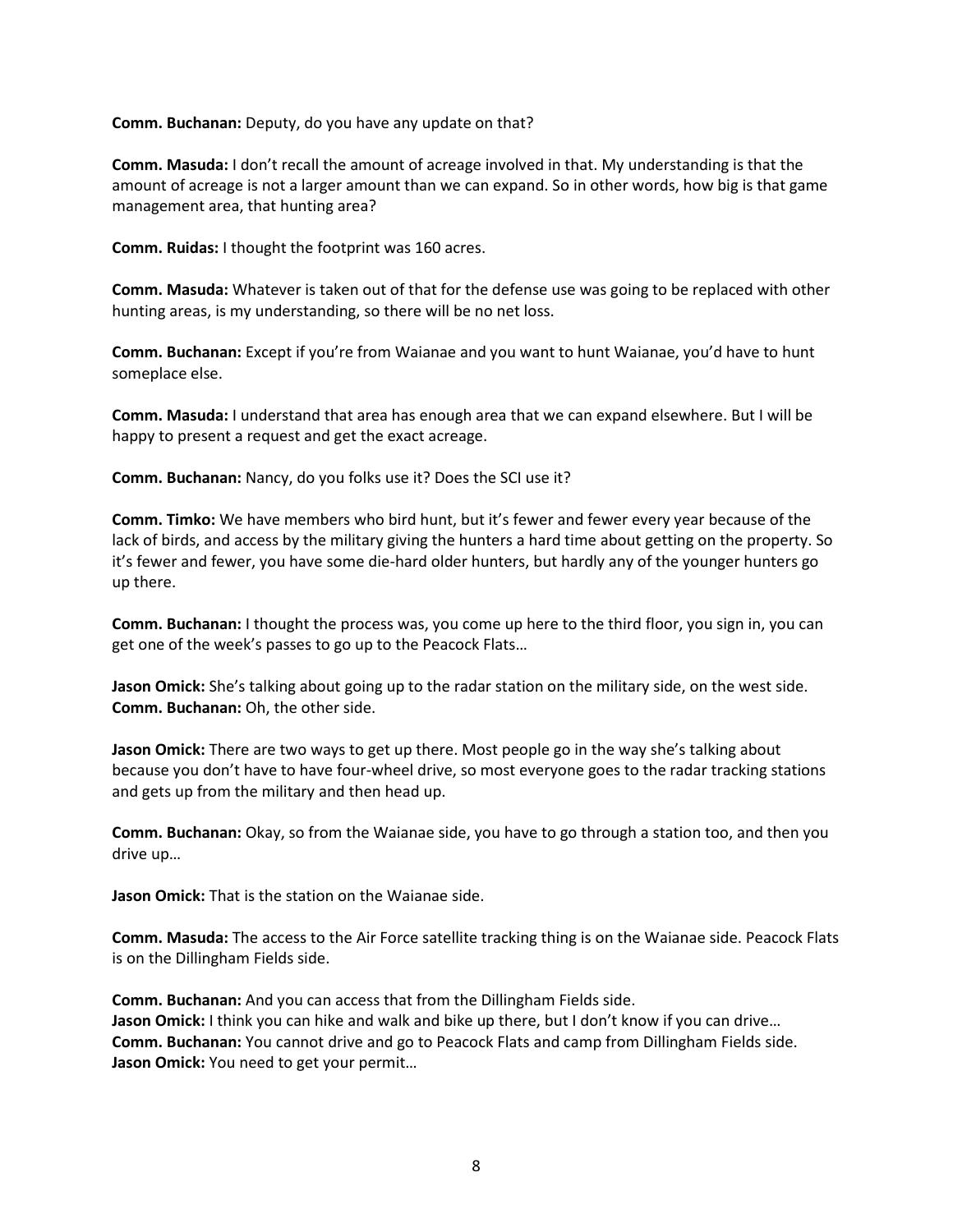**Comm. Buchanan:** Deputy, do you have any update on that?

**Comm. Masuda:** I don't recall the amount of acreage involved in that. My understanding is that the amount of acreage is not a larger amount than we can expand. So in other words, how big is that game management area, that hunting area?

**Comm. Ruidas:** I thought the footprint was 160 acres.

**Comm. Masuda:** Whatever is taken out of that for the defense use was going to be replaced with other hunting areas, is my understanding, so there will be no net loss.

**Comm. Buchanan:** Except if you're from Waianae and you want to hunt Waianae, you'd have to hunt someplace else.

**Comm. Masuda:** I understand that area has enough area that we can expand elsewhere. But I will be happy to present a request and get the exact acreage.

**Comm. Buchanan:** Nancy, do you folks use it? Does the SCI use it?

**Comm. Timko:** We have members who bird hunt, but it's fewer and fewer every year because of the lack of birds, and access by the military giving the hunters a hard time about getting on the property. So it's fewer and fewer, you have some die-hard older hunters, but hardly any of the younger hunters go up there.

**Comm. Buchanan:** I thought the process was, you come up here to the third floor, you sign in, you can get one of the week's passes to go up to the Peacock Flats…

**Jason Omick:** She's talking about going up to the radar station on the military side, on the west side.
**Comm. Buchanan:** Oh, the other side.

**Jason Omick:** There are two ways to get up there. Most people go in the way she's talking about because you don't have to have four-wheel drive, so most everyone goes to the radar tracking stations and gets up from the military and then head up.

**Comm. Buchanan:** Okay, so from the Waianae side, you have to go through a station too, and then you drive up…

**Jason Omick:** That is the station on the Waianae side.

**Comm. Masuda:** The access to the Air Force satellite tracking thing is on the Waianae side. Peacock Flats is on the Dillingham Fields side.

**Comm. Buchanan:** And you can access that from the Dillingham Fields side.
**Jason Omick:** I think you can hike and walk and bike up there, but I don't know if you can drive…
**Comm. Buchanan:** You cannot drive and go to Peacock Flats and camp from Dillingham Fields side.
**Jason Omick:** You need to get your permit…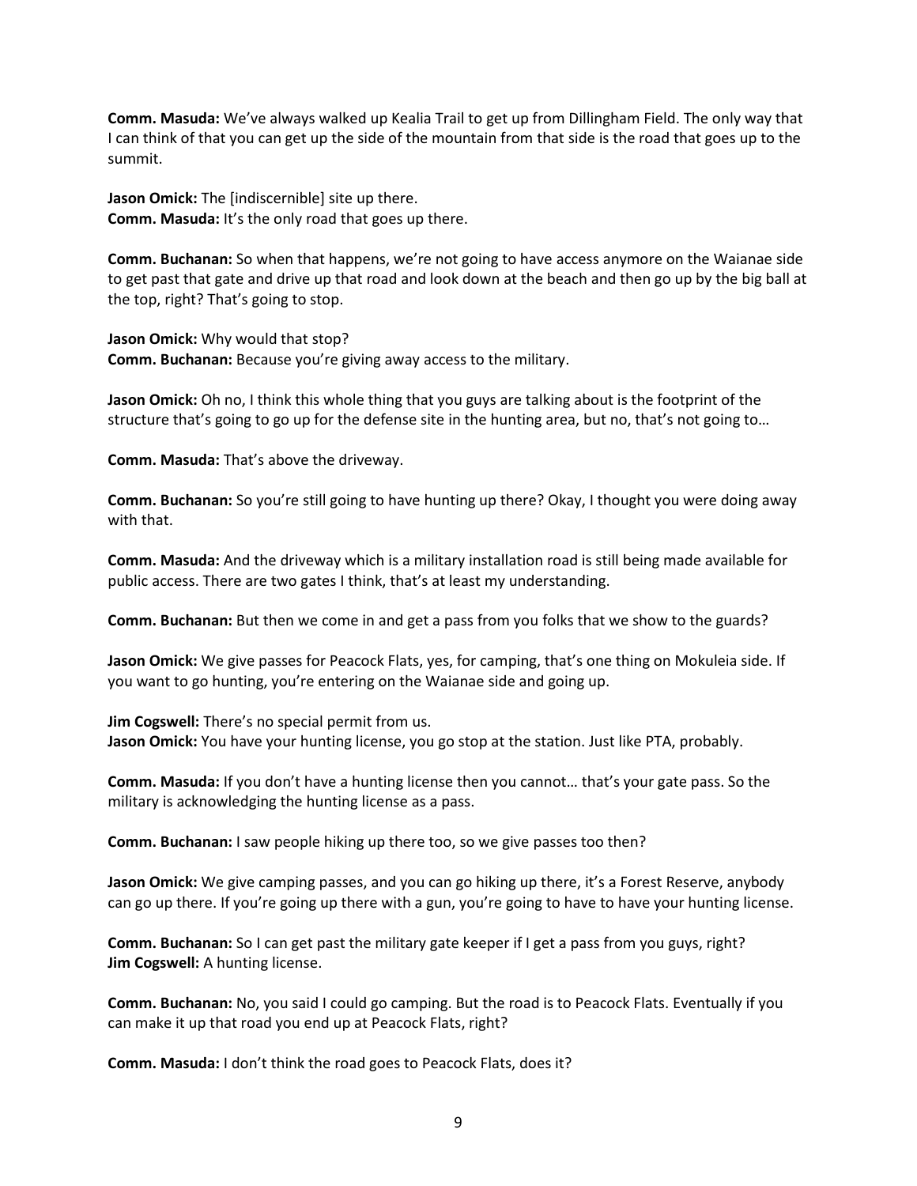**Comm. Masuda:** We've always walked up Kealia Trail to get up from Dillingham Field. The only way that I can think of that you can get up the side of the mountain from that side is the road that goes up to the summit.

**Jason Omick:** The [indiscernible] site up there.
**Comm. Masuda:** It's the only road that goes up there.

**Comm. Buchanan:** So when that happens, we're not going to have access anymore on the Waianae side to get past that gate and drive up that road and look down at the beach and then go up by the big ball at the top, right? That's going to stop.

**Jason Omick:** Why would that stop?
**Comm. Buchanan:** Because you're giving away access to the military.

**Jason Omick:** Oh no, I think this whole thing that you guys are talking about is the footprint of the structure that's going to go up for the defense site in the hunting area, but no, that's not going to…

**Comm. Masuda:** That's above the driveway.

**Comm. Buchanan:** So you're still going to have hunting up there? Okay, I thought you were doing away with that.

**Comm. Masuda:** And the driveway which is a military installation road is still being made available for public access. There are two gates I think, that's at least my understanding.

**Comm. Buchanan:** But then we come in and get a pass from you folks that we show to the guards?

**Jason Omick:** We give passes for Peacock Flats, yes, for camping, that's one thing on Mokuleia side. If you want to go hunting, you're entering on the Waianae side and going up.

**Jim Cogswell:** There's no special permit from us.
**Jason Omick:** You have your hunting license, you go stop at the station. Just like PTA, probably.

**Comm. Masuda:** If you don't have a hunting license then you cannot… that's your gate pass. So the military is acknowledging the hunting license as a pass.

**Comm. Buchanan:** I saw people hiking up there too, so we give passes too then?

**Jason Omick:** We give camping passes, and you can go hiking up there, it's a Forest Reserve, anybody can go up there. If you're going up there with a gun, you're going to have to have your hunting license.

**Comm. Buchanan:** So I can get past the military gate keeper if I get a pass from you guys, right?
**Jim Cogswell:** A hunting license.

**Comm. Buchanan:** No, you said I could go camping. But the road is to Peacock Flats. Eventually if you can make it up that road you end up at Peacock Flats, right?

**Comm. Masuda:** I don't think the road goes to Peacock Flats, does it?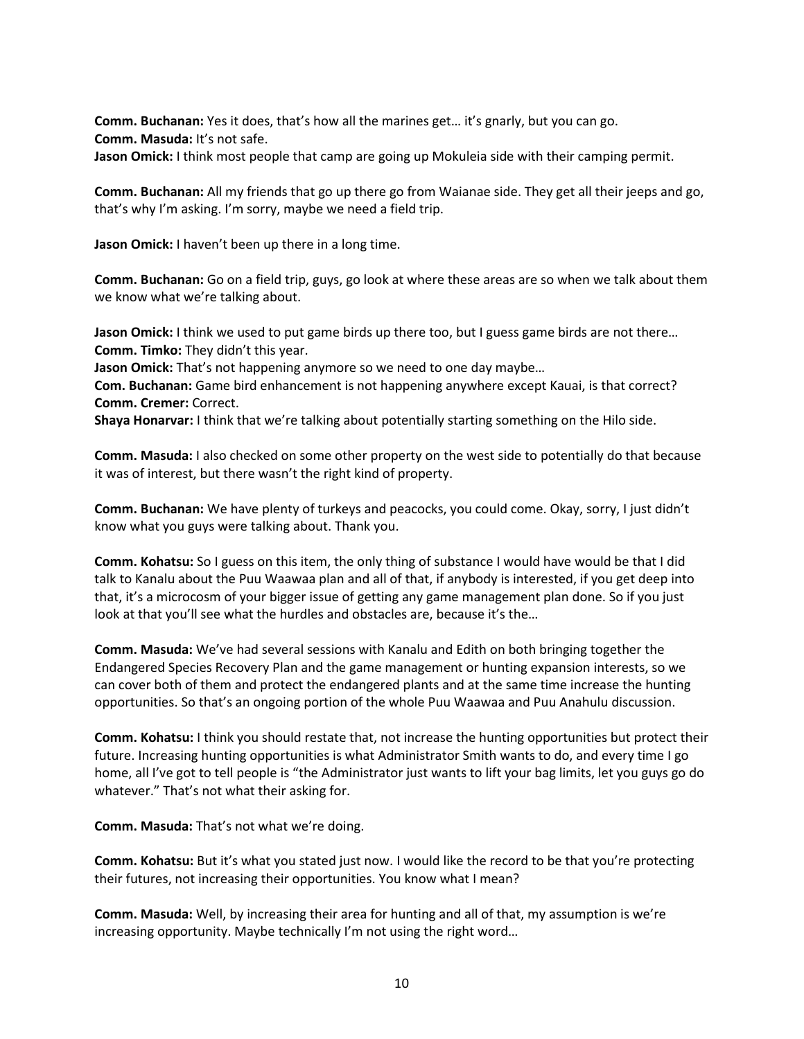**Comm. Buchanan:** Yes it does, that's how all the marines get… it's gnarly, but you can go.
**Comm. Masuda:** It's not safe.
**Jason Omick:** I think most people that camp are going up Mokuleia side with their camping permit.

**Comm. Buchanan:** All my friends that go up there go from Waianae side. They get all their jeeps and go, that's why I'm asking. I'm sorry, maybe we need a field trip.

**Jason Omick:** I haven't been up there in a long time.

**Comm. Buchanan:** Go on a field trip, guys, go look at where these areas are so when we talk about them we know what we're talking about.

**Jason Omick:** I think we used to put game birds up there too, but I guess game birds are not there…
**Comm. Timko:** They didn't this year.
**Jason Omick:** That's not happening anymore so we need to one day maybe…
**Com. Buchanan:** Game bird enhancement is not happening anywhere except Kauai, is that correct?
**Comm. Cremer:** Correct.
**Shaya Honarvar:** I think that we're talking about potentially starting something on the Hilo side.

**Comm. Masuda:** I also checked on some other property on the west side to potentially do that because it was of interest, but there wasn't the right kind of property.

**Comm. Buchanan:** We have plenty of turkeys and peacocks, you could come. Okay, sorry, I just didn't know what you guys were talking about. Thank you.

**Comm. Kohatsu:** So I guess on this item, the only thing of substance I would have would be that I did talk to Kanalu about the Puu Waawaa plan and all of that, if anybody is interested, if you get deep into that, it's a microcosm of your bigger issue of getting any game management plan done. So if you just look at that you'll see what the hurdles and obstacles are, because it's the…

**Comm. Masuda:** We've had several sessions with Kanalu and Edith on both bringing together the Endangered Species Recovery Plan and the game management or hunting expansion interests, so we can cover both of them and protect the endangered plants and at the same time increase the hunting opportunities. So that's an ongoing portion of the whole Puu Waawaa and Puu Anahulu discussion.

**Comm. Kohatsu:** I think you should restate that, not increase the hunting opportunities but protect their future. Increasing hunting opportunities is what Administrator Smith wants to do, and every time I go home, all I've got to tell people is "the Administrator just wants to lift your bag limits, let you guys go do whatever." That's not what their asking for.

**Comm. Masuda:** That's not what we're doing.

**Comm. Kohatsu:** But it's what you stated just now. I would like the record to be that you're protecting their futures, not increasing their opportunities. You know what I mean?

**Comm. Masuda:** Well, by increasing their area for hunting and all of that, my assumption is we're increasing opportunity. Maybe technically I'm not using the right word…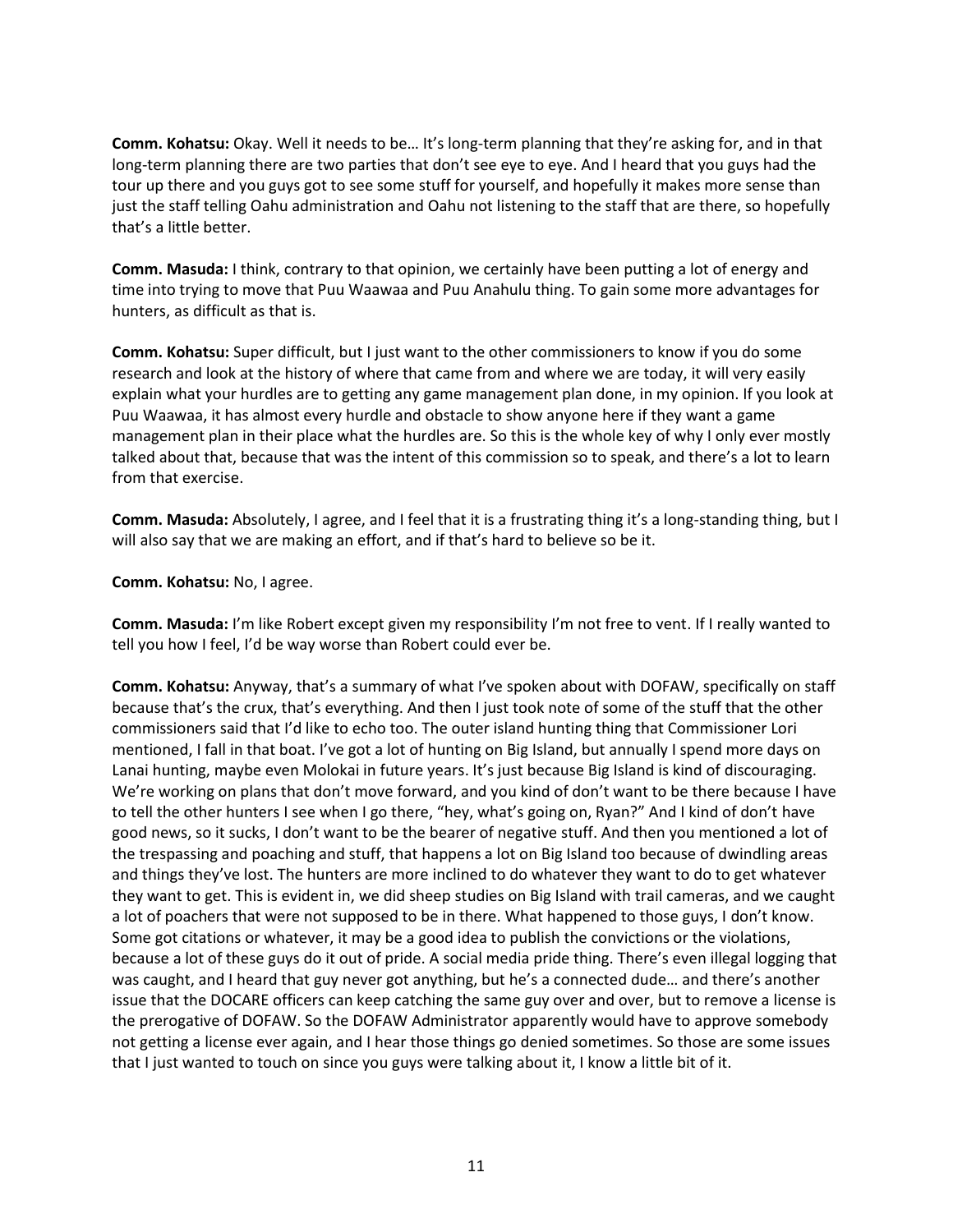**Comm. Kohatsu:** Okay. Well it needs to be… It's long-term planning that they're asking for, and in that long-term planning there are two parties that don't see eye to eye. And I heard that you guys had the tour up there and you guys got to see some stuff for yourself, and hopefully it makes more sense than just the staff telling Oahu administration and Oahu not listening to the staff that are there, so hopefully that's a little better.

**Comm. Masuda:** I think, contrary to that opinion, we certainly have been putting a lot of energy and time into trying to move that Puu Waawaa and Puu Anahulu thing. To gain some more advantages for hunters, as difficult as that is.

**Comm. Kohatsu:** Super difficult, but I just want to the other commissioners to know if you do some research and look at the history of where that came from and where we are today, it will very easily explain what your hurdles are to getting any game management plan done, in my opinion. If you look at Puu Waawaa, it has almost every hurdle and obstacle to show anyone here if they want a game management plan in their place what the hurdles are. So this is the whole key of why I only ever mostly talked about that, because that was the intent of this commission so to speak, and there's a lot to learn from that exercise.

**Comm. Masuda:** Absolutely, I agree, and I feel that it is a frustrating thing it's a long-standing thing, but I will also say that we are making an effort, and if that's hard to believe so be it.

**Comm. Kohatsu:** No, I agree.

**Comm. Masuda:** I'm like Robert except given my responsibility I'm not free to vent. If I really wanted to tell you how I feel, I'd be way worse than Robert could ever be.

**Comm. Kohatsu:** Anyway, that's a summary of what I've spoken about with DOFAW, specifically on staff because that's the crux, that's everything. And then I just took note of some of the stuff that the other commissioners said that I'd like to echo too. The outer island hunting thing that Commissioner Lori mentioned, I fall in that boat. I've got a lot of hunting on Big Island, but annually I spend more days on Lanai hunting, maybe even Molokai in future years. It's just because Big Island is kind of discouraging. We're working on plans that don't move forward, and you kind of don't want to be there because I have to tell the other hunters I see when I go there, "hey, what's going on, Ryan?" And I kind of don't have good news, so it sucks, I don't want to be the bearer of negative stuff. And then you mentioned a lot of the trespassing and poaching and stuff, that happens a lot on Big Island too because of dwindling areas and things they've lost. The hunters are more inclined to do whatever they want to do to get whatever they want to get. This is evident in, we did sheep studies on Big Island with trail cameras, and we caught a lot of poachers that were not supposed to be in there. What happened to those guys, I don't know. Some got citations or whatever, it may be a good idea to publish the convictions or the violations, because a lot of these guys do it out of pride. A social media pride thing. There's even illegal logging that was caught, and I heard that guy never got anything, but he's a connected dude… and there's another issue that the DOCARE officers can keep catching the same guy over and over, but to remove a license is the prerogative of DOFAW. So the DOFAW Administrator apparently would have to approve somebody not getting a license ever again, and I hear those things go denied sometimes. So those are some issues that I just wanted to touch on since you guys were talking about it, I know a little bit of it.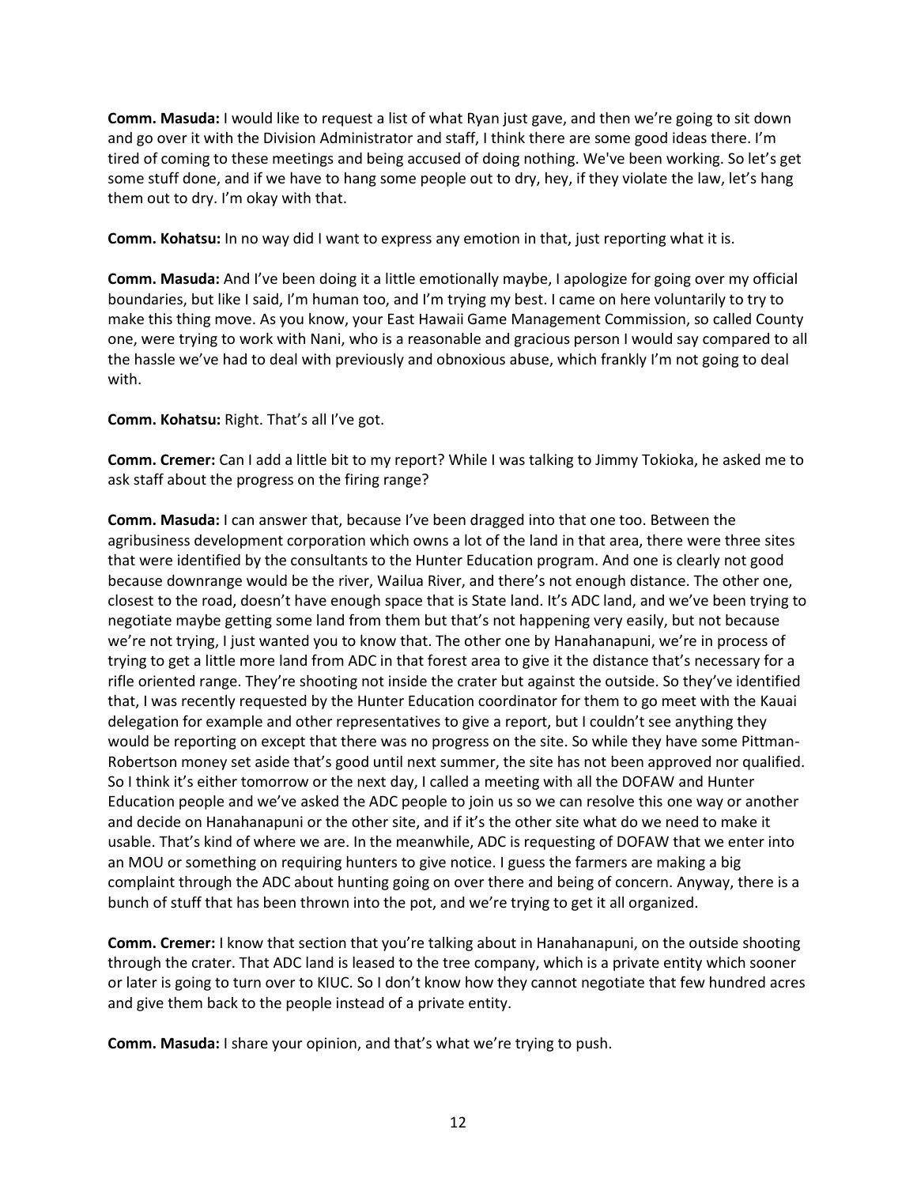**Comm. Masuda:** I would like to request a list of what Ryan just gave, and then we're going to sit down and go over it with the Division Administrator and staff, I think there are some good ideas there. I'm tired of coming to these meetings and being accused of doing nothing. We've been working. So let's get some stuff done, and if we have to hang some people out to dry, hey, if they violate the law, let's hang them out to dry. I'm okay with that.

**Comm. Kohatsu:** In no way did I want to express any emotion in that, just reporting what it is.

**Comm. Masuda:** And I've been doing it a little emotionally maybe, I apologize for going over my official boundaries, but like I said, I'm human too, and I'm trying my best. I came on here voluntarily to try to make this thing move. As you know, your East Hawaii Game Management Commission, so called County one, were trying to work with Nani, who is a reasonable and gracious person I would say compared to all the hassle we've had to deal with previously and obnoxious abuse, which frankly I'm not going to deal with.

**Comm. Kohatsu:** Right. That's all I've got.

**Comm. Cremer:** Can I add a little bit to my report? While I was talking to Jimmy Tokioka, he asked me to ask staff about the progress on the firing range?

**Comm. Masuda:** I can answer that, because I've been dragged into that one too. Between the agribusiness development corporation which owns a lot of the land in that area, there were three sites that were identified by the consultants to the Hunter Education program. And one is clearly not good because downrange would be the river, Wailua River, and there's not enough distance. The other one, closest to the road, doesn't have enough space that is State land. It's ADC land, and we've been trying to negotiate maybe getting some land from them but that's not happening very easily, but not because we're not trying, I just wanted you to know that. The other one by Hanahanapuni, we're in process of trying to get a little more land from ADC in that forest area to give it the distance that's necessary for a rifle oriented range. They're shooting not inside the crater but against the outside. So they've identified that, I was recently requested by the Hunter Education coordinator for them to go meet with the Kauai delegation for example and other representatives to give a report, but I couldn't see anything they would be reporting on except that there was no progress on the site. So while they have some Pittman-Robertson money set aside that's good until next summer, the site has not been approved nor qualified. So I think it's either tomorrow or the next day, I called a meeting with all the DOFAW and Hunter Education people and we've asked the ADC people to join us so we can resolve this one way or another and decide on Hanahanapuni or the other site, and if it's the other site what do we need to make it usable. That's kind of where we are. In the meanwhile, ADC is requesting of DOFAW that we enter into an MOU or something on requiring hunters to give notice. I guess the farmers are making a big complaint through the ADC about hunting going on over there and being of concern. Anyway, there is a bunch of stuff that has been thrown into the pot, and we're trying to get it all organized.

**Comm. Cremer:** I know that section that you're talking about in Hanahanapuni, on the outside shooting through the crater. That ADC land is leased to the tree company, which is a private entity which sooner or later is going to turn over to KIUC. So I don't know how they cannot negotiate that few hundred acres and give them back to the people instead of a private entity.

**Comm. Masuda:** I share your opinion, and that's what we're trying to push.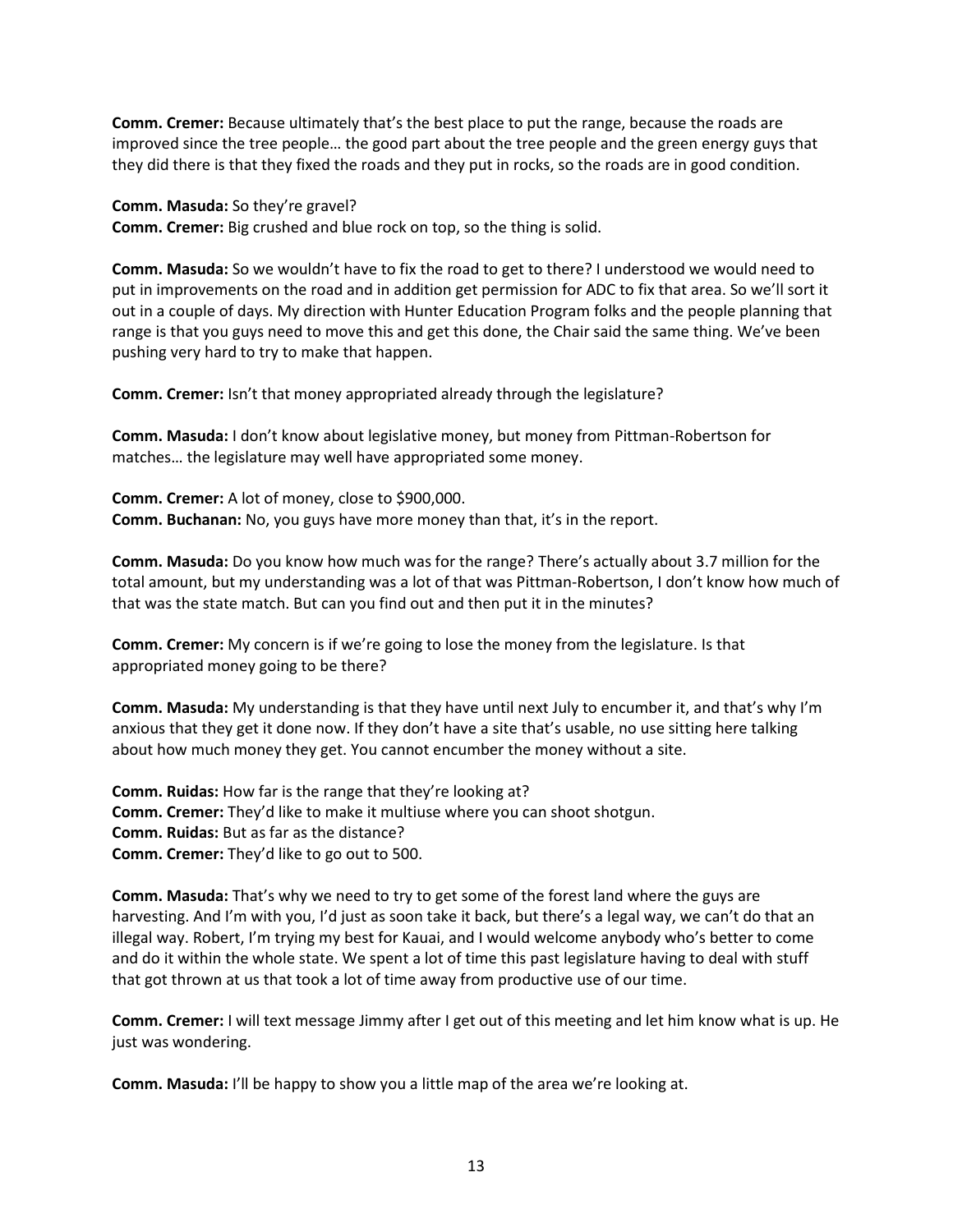**Comm. Cremer:** Because ultimately that's the best place to put the range, because the roads are improved since the tree people… the good part about the tree people and the green energy guys that they did there is that they fixed the roads and they put in rocks, so the roads are in good condition.

**Comm. Masuda:** So they're gravel?
**Comm. Cremer:** Big crushed and blue rock on top, so the thing is solid.

**Comm. Masuda:** So we wouldn't have to fix the road to get to there? I understood we would need to put in improvements on the road and in addition get permission for ADC to fix that area. So we'll sort it out in a couple of days. My direction with Hunter Education Program folks and the people planning that range is that you guys need to move this and get this done, the Chair said the same thing. We've been pushing very hard to try to make that happen.

**Comm. Cremer:** Isn't that money appropriated already through the legislature?

**Comm. Masuda:** I don't know about legislative money, but money from Pittman-Robertson for matches… the legislature may well have appropriated some money.

**Comm. Cremer:** A lot of money, close to $900,000.
**Comm. Buchanan:** No, you guys have more money than that, it's in the report.

**Comm. Masuda:** Do you know how much was for the range? There's actually about 3.7 million for the total amount, but my understanding was a lot of that was Pittman-Robertson, I don't know how much of that was the state match. But can you find out and then put it in the minutes?

**Comm. Cremer:** My concern is if we're going to lose the money from the legislature. Is that appropriated money going to be there?

**Comm. Masuda:** My understanding is that they have until next July to encumber it, and that's why I'm anxious that they get it done now. If they don't have a site that's usable, no use sitting here talking about how much money they get. You cannot encumber the money without a site.

**Comm. Ruidas:** How far is the range that they're looking at?
**Comm. Cremer:** They'd like to make it multiuse where you can shoot shotgun.
**Comm. Ruidas:** But as far as the distance?
**Comm. Cremer:** They'd like to go out to 500.

**Comm. Masuda:** That's why we need to try to get some of the forest land where the guys are harvesting. And I'm with you, I'd just as soon take it back, but there's a legal way, we can't do that an illegal way. Robert, I'm trying my best for Kauai, and I would welcome anybody who's better to come and do it within the whole state. We spent a lot of time this past legislature having to deal with stuff that got thrown at us that took a lot of time away from productive use of our time.

**Comm. Cremer:** I will text message Jimmy after I get out of this meeting and let him know what is up. He just was wondering.

**Comm. Masuda:** I'll be happy to show you a little map of the area we're looking at.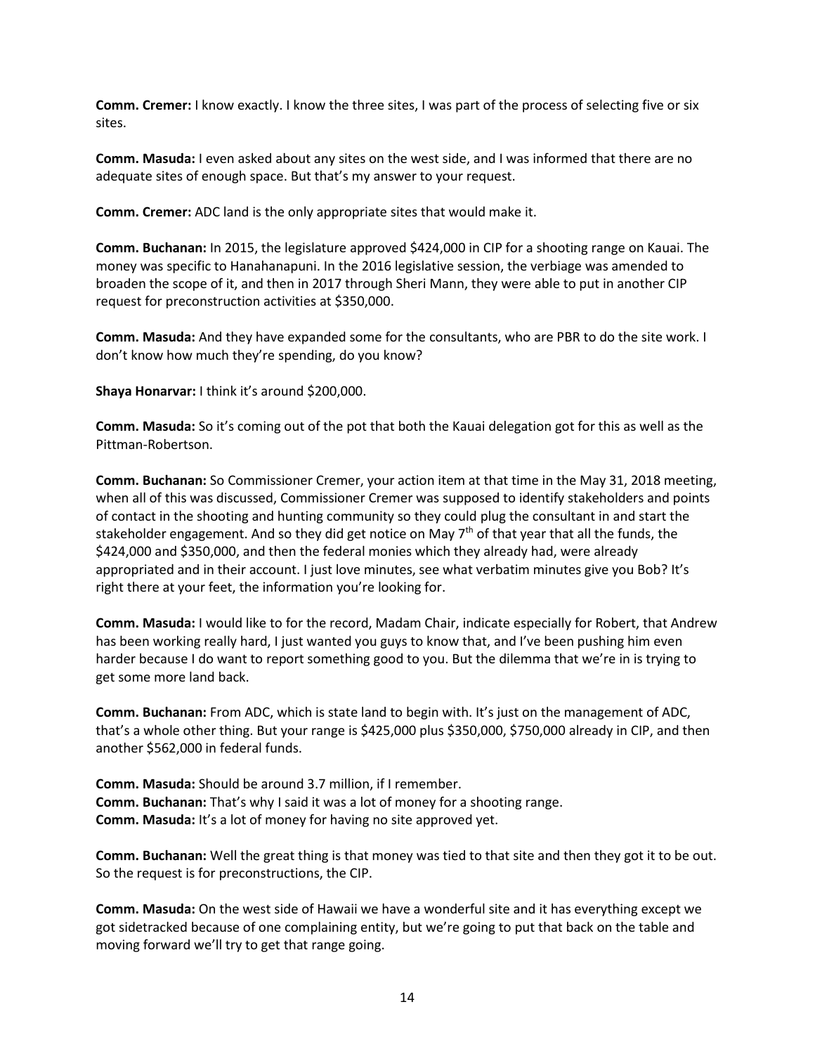**Comm. Cremer:** I know exactly. I know the three sites, I was part of the process of selecting five or six sites.

**Comm. Masuda:** I even asked about any sites on the west side, and I was informed that there are no adequate sites of enough space. But that's my answer to your request.

**Comm. Cremer:** ADC land is the only appropriate sites that would make it.

**Comm. Buchanan:** In 2015, the legislature approved $424,000 in CIP for a shooting range on Kauai. The money was specific to Hanahanapuni. In the 2016 legislative session, the verbiage was amended to broaden the scope of it, and then in 2017 through Sheri Mann, they were able to put in another CIP request for preconstruction activities at $350,000.

**Comm. Masuda:** And they have expanded some for the consultants, who are PBR to do the site work. I don't know how much they're spending, do you know?

**Shaya Honarvar:** I think it's around $200,000.

**Comm. Masuda:** So it's coming out of the pot that both the Kauai delegation got for this as well as the Pittman-Robertson.

**Comm. Buchanan:** So Commissioner Cremer, your action item at that time in the May 31, 2018 meeting, when all of this was discussed, Commissioner Cremer was supposed to identify stakeholders and points of contact in the shooting and hunting community so they could plug the consultant in and start the stakeholder engagement. And so they did get notice on May 7th of that year that all the funds, the $424,000 and $350,000, and then the federal monies which they already had, were already appropriated and in their account. I just love minutes, see what verbatim minutes give you Bob? It's right there at your feet, the information you're looking for.

**Comm. Masuda:** I would like to for the record, Madam Chair, indicate especially for Robert, that Andrew has been working really hard, I just wanted you guys to know that, and I've been pushing him even harder because I do want to report something good to you. But the dilemma that we're in is trying to get some more land back.

**Comm. Buchanan:** From ADC, which is state land to begin with. It's just on the management of ADC, that's a whole other thing. But your range is $425,000 plus $350,000, $750,000 already in CIP, and then another $562,000 in federal funds.

**Comm. Masuda:** Should be around 3.7 million, if I remember.
**Comm. Buchanan:** That's why I said it was a lot of money for a shooting range.
**Comm. Masuda:** It's a lot of money for having no site approved yet.

**Comm. Buchanan:** Well the great thing is that money was tied to that site and then they got it to be out. So the request is for preconstructions, the CIP.

**Comm. Masuda:** On the west side of Hawaii we have a wonderful site and it has everything except we got sidetracked because of one complaining entity, but we're going to put that back on the table and moving forward we'll try to get that range going.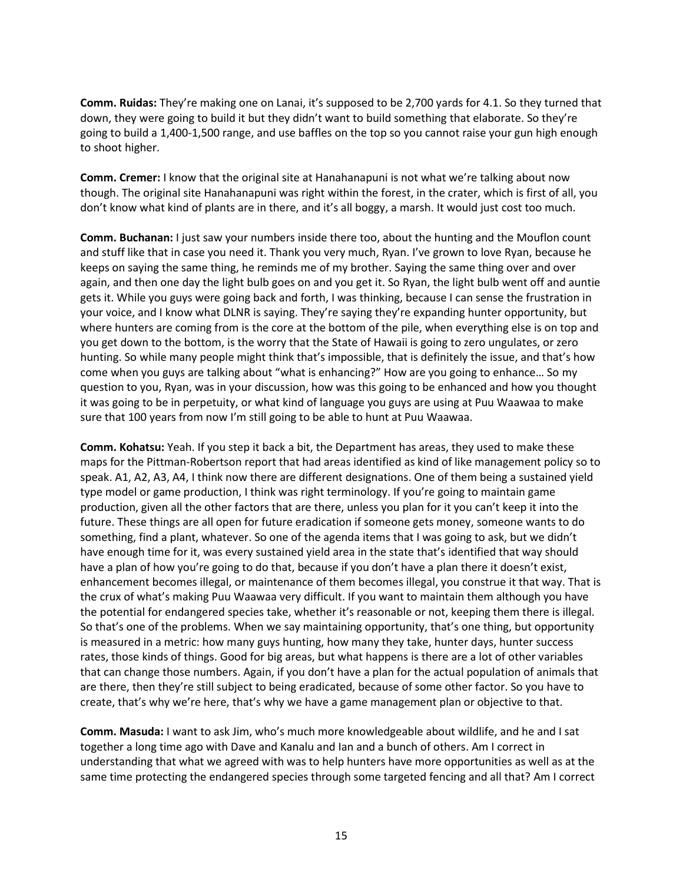**Comm. Ruidas:** They're making one on Lanai, it's supposed to be 2,700 yards for 4.1. So they turned that down, they were going to build it but they didn't want to build something that elaborate. So they're going to build a 1,400-1,500 range, and use baffles on the top so you cannot raise your gun high enough to shoot higher.

**Comm. Cremer:** I know that the original site at Hanahanapuni is not what we're talking about now though. The original site Hanahanapuni was right within the forest, in the crater, which is first of all, you don't know what kind of plants are in there, and it's all boggy, a marsh. It would just cost too much.

**Comm. Buchanan:** I just saw your numbers inside there too, about the hunting and the Mouflon count and stuff like that in case you need it. Thank you very much, Ryan. I've grown to love Ryan, because he keeps on saying the same thing, he reminds me of my brother. Saying the same thing over and over again, and then one day the light bulb goes on and you get it. So Ryan, the light bulb went off and auntie gets it. While you guys were going back and forth, I was thinking, because I can sense the frustration in your voice, and I know what DLNR is saying. They're saying they're expanding hunter opportunity, but where hunters are coming from is the core at the bottom of the pile, when everything else is on top and you get down to the bottom, is the worry that the State of Hawaii is going to zero ungulates, or zero hunting. So while many people might think that's impossible, that is definitely the issue, and that's how come when you guys are talking about "what is enhancing?" How are you going to enhance… So my question to you, Ryan, was in your discussion, how was this going to be enhanced and how you thought it was going to be in perpetuity, or what kind of language you guys are using at Puu Waawaa to make sure that 100 years from now I'm still going to be able to hunt at Puu Waawaa.

**Comm. Kohatsu:** Yeah. If you step it back a bit, the Department has areas, they used to make these maps for the Pittman-Robertson report that had areas identified as kind of like management policy so to speak. A1, A2, A3, A4, I think now there are different designations. One of them being a sustained yield type model or game production, I think was right terminology. If you're going to maintain game production, given all the other factors that are there, unless you plan for it you can't keep it into the future. These things are all open for future eradication if someone gets money, someone wants to do something, find a plant, whatever. So one of the agenda items that I was going to ask, but we didn't have enough time for it, was every sustained yield area in the state that's identified that way should have a plan of how you're going to do that, because if you don't have a plan there it doesn't exist, enhancement becomes illegal, or maintenance of them becomes illegal, you construe it that way. That is the crux of what's making Puu Waawaa very difficult. If you want to maintain them although you have the potential for endangered species take, whether it's reasonable or not, keeping them there is illegal. So that's one of the problems. When we say maintaining opportunity, that's one thing, but opportunity is measured in a metric: how many guys hunting, how many they take, hunter days, hunter success rates, those kinds of things. Good for big areas, but what happens is there are a lot of other variables that can change those numbers. Again, if you don't have a plan for the actual population of animals that are there, then they're still subject to being eradicated, because of some other factor. So you have to create, that's why we're here, that's why we have a game management plan or objective to that.

**Comm. Masuda:** I want to ask Jim, who's much more knowledgeable about wildlife, and he and I sat together a long time ago with Dave and Kanalu and Ian and a bunch of others. Am I correct in understanding that what we agreed with was to help hunters have more opportunities as well as at the same time protecting the endangered species through some targeted fencing and all that? Am I correct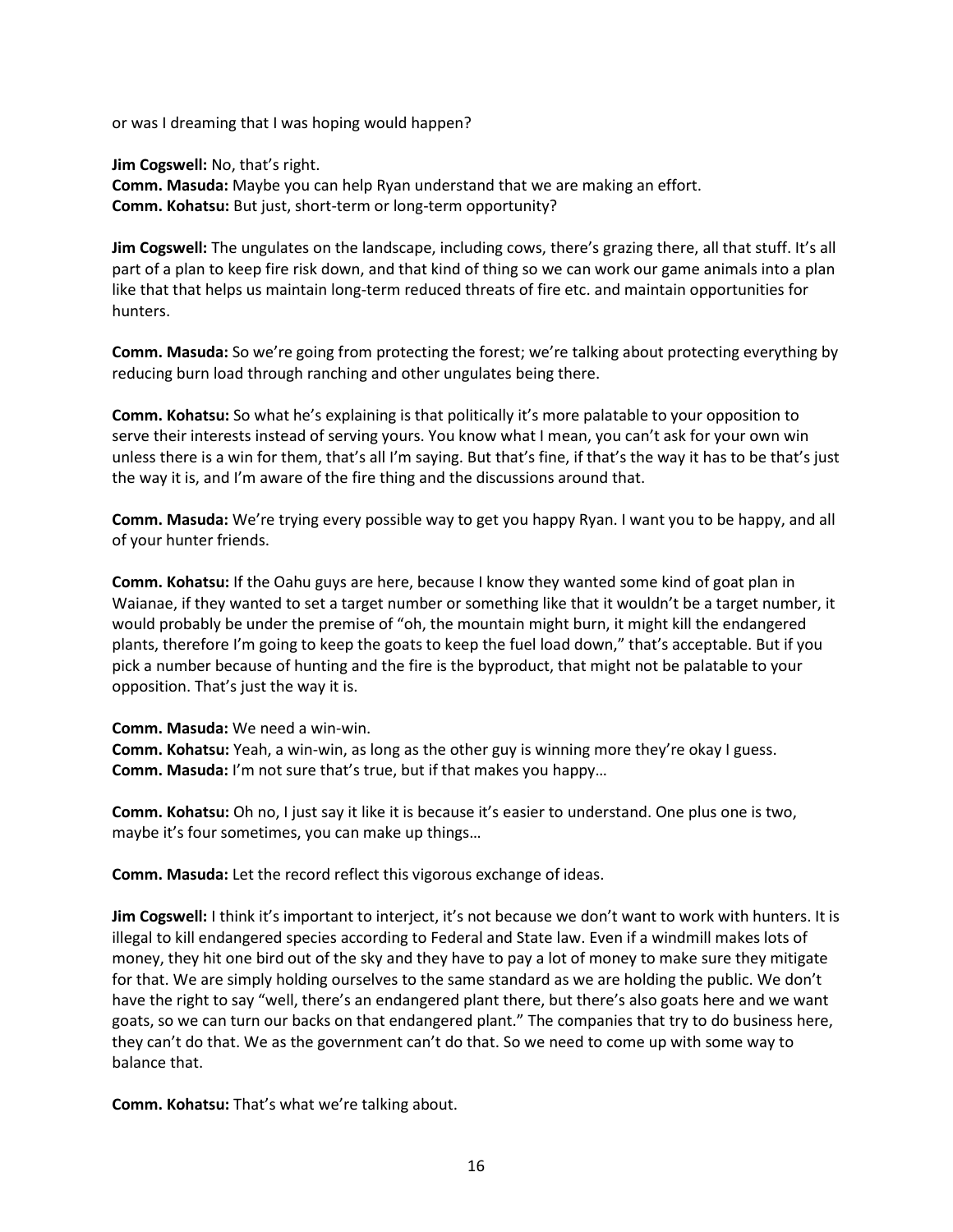or was I dreaming that I was hoping would happen?

**Jim Cogswell:** No, that's right.
**Comm. Masuda:** Maybe you can help Ryan understand that we are making an effort.
**Comm. Kohatsu:** But just, short-term or long-term opportunity?

**Jim Cogswell:** The ungulates on the landscape, including cows, there's grazing there, all that stuff. It's all part of a plan to keep fire risk down, and that kind of thing so we can work our game animals into a plan like that that helps us maintain long-term reduced threats of fire etc. and maintain opportunities for hunters.

**Comm. Masuda:** So we're going from protecting the forest; we're talking about protecting everything by reducing burn load through ranching and other ungulates being there.

**Comm. Kohatsu:** So what he's explaining is that politically it's more palatable to your opposition to serve their interests instead of serving yours. You know what I mean, you can't ask for your own win unless there is a win for them, that's all I'm saying. But that's fine, if that's the way it has to be that's just the way it is, and I'm aware of the fire thing and the discussions around that.

**Comm. Masuda:** We're trying every possible way to get you happy Ryan. I want you to be happy, and all of your hunter friends.

**Comm. Kohatsu:** If the Oahu guys are here, because I know they wanted some kind of goat plan in Waianae, if they wanted to set a target number or something like that it wouldn't be a target number, it would probably be under the premise of "oh, the mountain might burn, it might kill the endangered plants, therefore I'm going to keep the goats to keep the fuel load down," that's acceptable. But if you pick a number because of hunting and the fire is the byproduct, that might not be palatable to your opposition. That's just the way it is.

**Comm. Masuda:** We need a win-win.
**Comm. Kohatsu:** Yeah, a win-win, as long as the other guy is winning more they're okay I guess.
**Comm. Masuda:** I'm not sure that's true, but if that makes you happy…

**Comm. Kohatsu:** Oh no, I just say it like it is because it's easier to understand. One plus one is two, maybe it's four sometimes, you can make up things…

**Comm. Masuda:** Let the record reflect this vigorous exchange of ideas.

**Jim Cogswell:** I think it's important to interject, it's not because we don't want to work with hunters. It is illegal to kill endangered species according to Federal and State law. Even if a windmill makes lots of money, they hit one bird out of the sky and they have to pay a lot of money to make sure they mitigate for that. We are simply holding ourselves to the same standard as we are holding the public. We don't have the right to say "well, there's an endangered plant there, but there's also goats here and we want goats, so we can turn our backs on that endangered plant." The companies that try to do business here, they can't do that. We as the government can't do that. So we need to come up with some way to balance that.

**Comm. Kohatsu:** That's what we're talking about.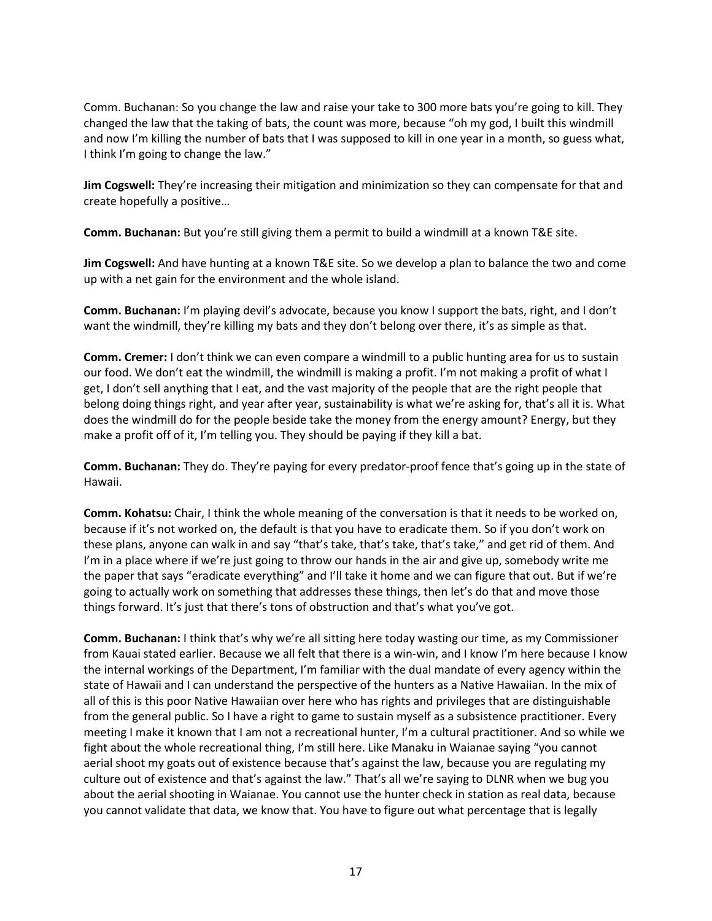Comm. Buchanan: So you change the law and raise your take to 300 more bats you're going to kill. They changed the law that the taking of bats, the count was more, because "oh my god, I built this windmill and now I'm killing the number of bats that I was supposed to kill in one year in a month, so guess what, I think I'm going to change the law."

**Jim Cogswell:** They're increasing their mitigation and minimization so they can compensate for that and create hopefully a positive…

**Comm. Buchanan:** But you're still giving them a permit to build a windmill at a known T&E site.

**Jim Cogswell:** And have hunting at a known T&E site. So we develop a plan to balance the two and come up with a net gain for the environment and the whole island.

**Comm. Buchanan:** I'm playing devil's advocate, because you know I support the bats, right, and I don't want the windmill, they're killing my bats and they don't belong over there, it's as simple as that.

**Comm. Cremer:** I don't think we can even compare a windmill to a public hunting area for us to sustain our food. We don't eat the windmill, the windmill is making a profit. I'm not making a profit of what I get, I don't sell anything that I eat, and the vast majority of the people that are the right people that belong doing things right, and year after year, sustainability is what we're asking for, that's all it is. What does the windmill do for the people beside take the money from the energy amount? Energy, but they make a profit off of it, I'm telling you. They should be paying if they kill a bat.

**Comm. Buchanan:** They do. They're paying for every predator-proof fence that's going up in the state of Hawaii.

**Comm. Kohatsu:** Chair, I think the whole meaning of the conversation is that it needs to be worked on, because if it's not worked on, the default is that you have to eradicate them. So if you don't work on these plans, anyone can walk in and say "that's take, that's take, that's take," and get rid of them. And I'm in a place where if we're just going to throw our hands in the air and give up, somebody write me the paper that says "eradicate everything" and I'll take it home and we can figure that out. But if we're going to actually work on something that addresses these things, then let's do that and move those things forward. It's just that there's tons of obstruction and that's what you've got.

**Comm. Buchanan:** I think that's why we're all sitting here today wasting our time, as my Commissioner from Kauai stated earlier. Because we all felt that there is a win-win, and I know I'm here because I know the internal workings of the Department, I'm familiar with the dual mandate of every agency within the state of Hawaii and I can understand the perspective of the hunters as a Native Hawaiian. In the mix of all of this is this poor Native Hawaiian over here who has rights and privileges that are distinguishable from the general public. So I have a right to game to sustain myself as a subsistence practitioner. Every meeting I make it known that I am not a recreational hunter, I'm a cultural practitioner. And so while we fight about the whole recreational thing, I'm still here. Like Manaku in Waianae saying "you cannot aerial shoot my goats out of existence because that's against the law, because you are regulating my culture out of existence and that's against the law." That's all we're saying to DLNR when we bug you about the aerial shooting in Waianae. You cannot use the hunter check in station as real data, because you cannot validate that data, we know that. You have to figure out what percentage that is legally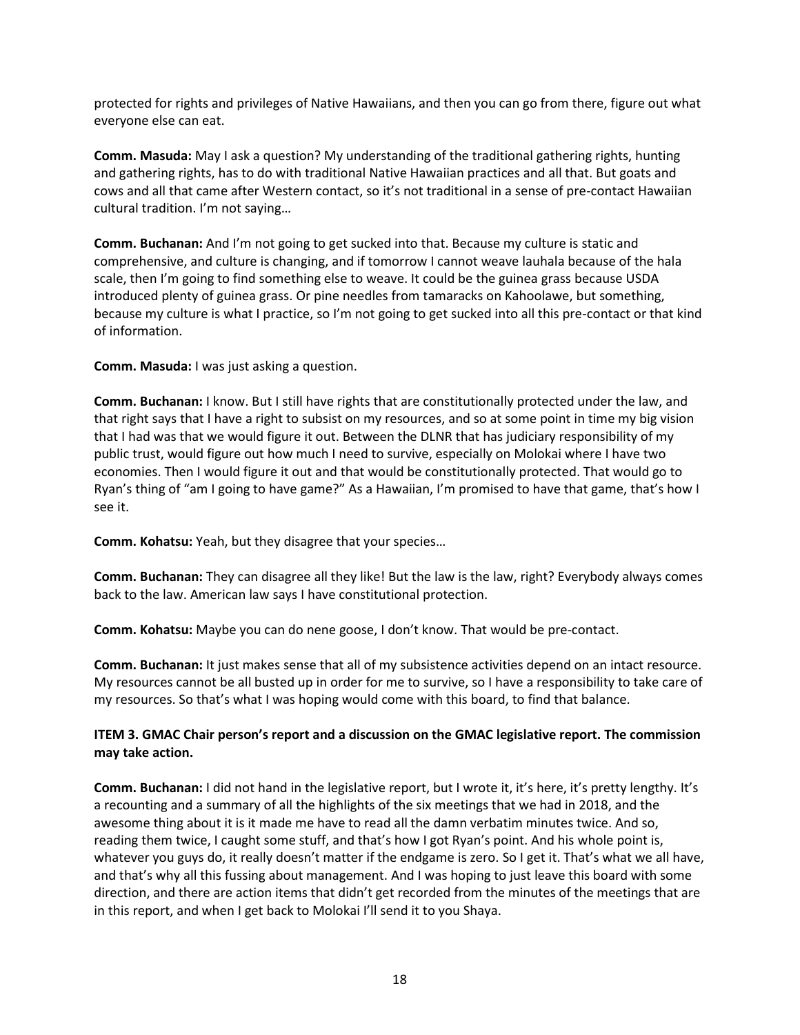protected for rights and privileges of Native Hawaiians, and then you can go from there, figure out what everyone else can eat.

**Comm. Masuda:** May I ask a question? My understanding of the traditional gathering rights, hunting and gathering rights, has to do with traditional Native Hawaiian practices and all that. But goats and cows and all that came after Western contact, so it's not traditional in a sense of pre-contact Hawaiian cultural tradition. I'm not saying…

**Comm. Buchanan:** And I'm not going to get sucked into that. Because my culture is static and comprehensive, and culture is changing, and if tomorrow I cannot weave lauhala because of the hala scale, then I'm going to find something else to weave. It could be the guinea grass because USDA introduced plenty of guinea grass. Or pine needles from tamaracks on Kahoolawe, but something, because my culture is what I practice, so I'm not going to get sucked into all this pre-contact or that kind of information.

**Comm. Masuda:** I was just asking a question.

**Comm. Buchanan:** I know. But I still have rights that are constitutionally protected under the law, and that right says that I have a right to subsist on my resources, and so at some point in time my big vision that I had was that we would figure it out. Between the DLNR that has judiciary responsibility of my public trust, would figure out how much I need to survive, especially on Molokai where I have two economies. Then I would figure it out and that would be constitutionally protected. That would go to Ryan's thing of "am I going to have game?" As a Hawaiian, I'm promised to have that game, that's how I see it.

**Comm. Kohatsu:** Yeah, but they disagree that your species…

**Comm. Buchanan:** They can disagree all they like! But the law is the law, right? Everybody always comes back to the law. American law says I have constitutional protection.

**Comm. Kohatsu:** Maybe you can do nene goose, I don't know. That would be pre-contact.

**Comm. Buchanan:** It just makes sense that all of my subsistence activities depend on an intact resource. My resources cannot be all busted up in order for me to survive, so I have a responsibility to take care of my resources. So that's what I was hoping would come with this board, to find that balance.

**ITEM 3. GMAC Chair person's report and a discussion on the GMAC legislative report. The commission may take action.**

**Comm. Buchanan:** I did not hand in the legislative report, but I wrote it, it's here, it's pretty lengthy. It's a recounting and a summary of all the highlights of the six meetings that we had in 2018, and the awesome thing about it is it made me have to read all the damn verbatim minutes twice. And so, reading them twice, I caught some stuff, and that's how I got Ryan's point. And his whole point is, whatever you guys do, it really doesn't matter if the endgame is zero. So I get it. That's what we all have, and that's why all this fussing about management. And I was hoping to just leave this board with some direction, and there are action items that didn't get recorded from the minutes of the meetings that are in this report, and when I get back to Molokai I'll send it to you Shaya.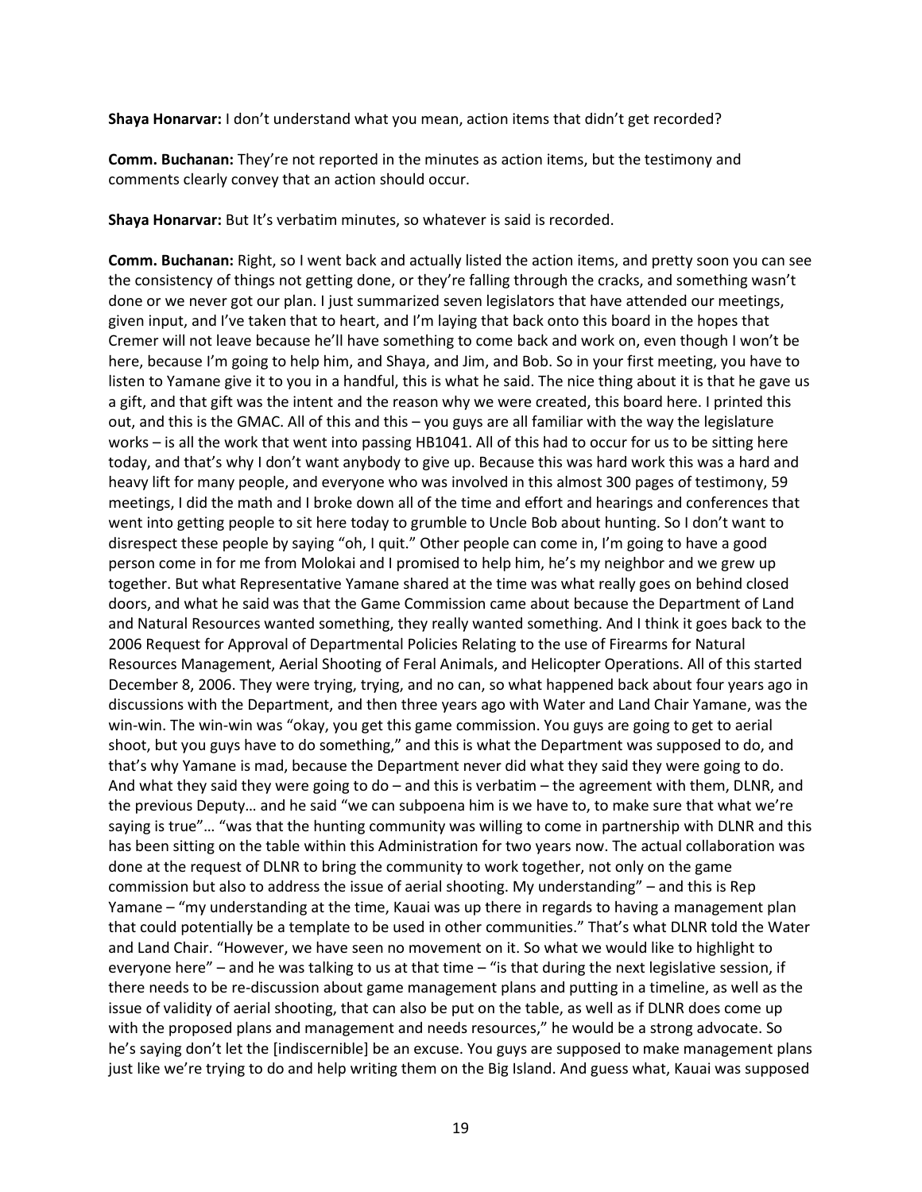**Shaya Honarvar:** I don't understand what you mean, action items that didn't get recorded?

**Comm. Buchanan:** They're not reported in the minutes as action items, but the testimony and comments clearly convey that an action should occur.

**Shaya Honarvar:** But It's verbatim minutes, so whatever is said is recorded.

**Comm. Buchanan:** Right, so I went back and actually listed the action items, and pretty soon you can see the consistency of things not getting done, or they're falling through the cracks, and something wasn't done or we never got our plan. I just summarized seven legislators that have attended our meetings, given input, and I've taken that to heart, and I'm laying that back onto this board in the hopes that Cremer will not leave because he'll have something to come back and work on, even though I won't be here, because I'm going to help him, and Shaya, and Jim, and Bob. So in your first meeting, you have to listen to Yamane give it to you in a handful, this is what he said. The nice thing about it is that he gave us a gift, and that gift was the intent and the reason why we were created, this board here. I printed this out, and this is the GMAC. All of this and this – you guys are all familiar with the way the legislature works – is all the work that went into passing HB1041. All of this had to occur for us to be sitting here today, and that's why I don't want anybody to give up. Because this was hard work this was a hard and heavy lift for many people, and everyone who was involved in this almost 300 pages of testimony, 59 meetings, I did the math and I broke down all of the time and effort and hearings and conferences that went into getting people to sit here today to grumble to Uncle Bob about hunting. So I don't want to disrespect these people by saying "oh, I quit." Other people can come in, I'm going to have a good person come in for me from Molokai and I promised to help him, he's my neighbor and we grew up together. But what Representative Yamane shared at the time was what really goes on behind closed doors, and what he said was that the Game Commission came about because the Department of Land and Natural Resources wanted something, they really wanted something. And I think it goes back to the 2006 Request for Approval of Departmental Policies Relating to the use of Firearms for Natural Resources Management, Aerial Shooting of Feral Animals, and Helicopter Operations. All of this started December 8, 2006. They were trying, trying, and no can, so what happened back about four years ago in discussions with the Department, and then three years ago with Water and Land Chair Yamane, was the win-win. The win-win was "okay, you get this game commission. You guys are going to get to aerial shoot, but you guys have to do something," and this is what the Department was supposed to do, and that's why Yamane is mad, because the Department never did what they said they were going to do. And what they said they were going to do – and this is verbatim – the agreement with them, DLNR, and the previous Deputy… and he said "we can subpoena him is we have to, to make sure that what we're saying is true"… "was that the hunting community was willing to come in partnership with DLNR and this has been sitting on the table within this Administration for two years now. The actual collaboration was done at the request of DLNR to bring the community to work together, not only on the game commission but also to address the issue of aerial shooting. My understanding" – and this is Rep Yamane – "my understanding at the time, Kauai was up there in regards to having a management plan that could potentially be a template to be used in other communities." That's what DLNR told the Water and Land Chair. "However, we have seen no movement on it. So what we would like to highlight to everyone here" – and he was talking to us at that time – "is that during the next legislative session, if there needs to be re-discussion about game management plans and putting in a timeline, as well as the issue of validity of aerial shooting, that can also be put on the table, as well as if DLNR does come up with the proposed plans and management and needs resources," he would be a strong advocate. So he's saying don't let the [indiscernible] be an excuse. You guys are supposed to make management plans just like we're trying to do and help writing them on the Big Island. And guess what, Kauai was supposed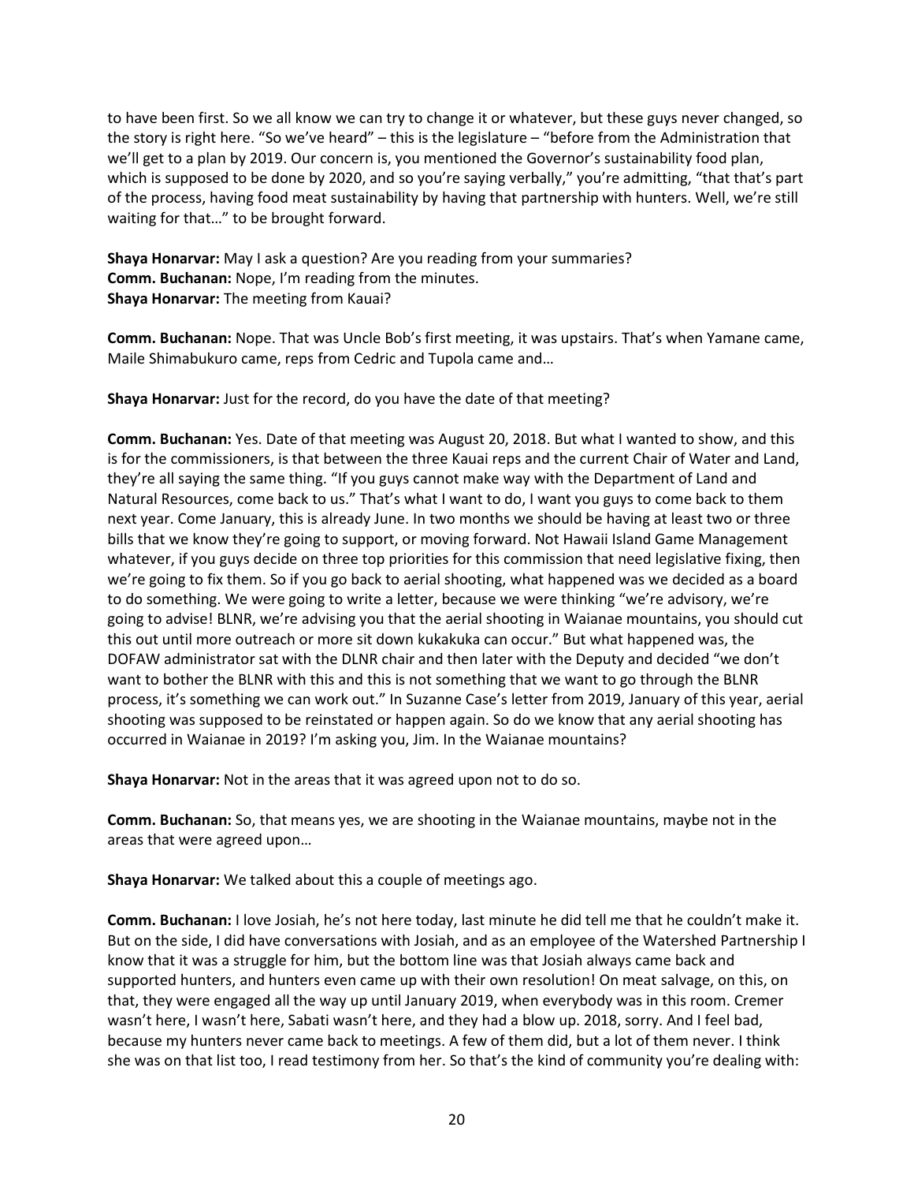to have been first. So we all know we can try to change it or whatever, but these guys never changed, so the story is right here. "So we've heard" – this is the legislature – "before from the Administration that we'll get to a plan by 2019. Our concern is, you mentioned the Governor's sustainability food plan, which is supposed to be done by 2020, and so you're saying verbally," you're admitting, "that that's part of the process, having food meat sustainability by having that partnership with hunters. Well, we're still waiting for that…" to be brought forward.

**Shaya Honarvar:** May I ask a question? Are you reading from your summaries?
**Comm. Buchanan:** Nope, I'm reading from the minutes.
**Shaya Honarvar:** The meeting from Kauai?

**Comm. Buchanan:** Nope. That was Uncle Bob's first meeting, it was upstairs. That's when Yamane came, Maile Shimabukuro came, reps from Cedric and Tupola came and…

**Shaya Honarvar:** Just for the record, do you have the date of that meeting?

**Comm. Buchanan:** Yes. Date of that meeting was August 20, 2018. But what I wanted to show, and this is for the commissioners, is that between the three Kauai reps and the current Chair of Water and Land, they're all saying the same thing. "If you guys cannot make way with the Department of Land and Natural Resources, come back to us." That's what I want to do, I want you guys to come back to them next year. Come January, this is already June. In two months we should be having at least two or three bills that we know they're going to support, or moving forward. Not Hawaii Island Game Management whatever, if you guys decide on three top priorities for this commission that need legislative fixing, then we're going to fix them. So if you go back to aerial shooting, what happened was we decided as a board to do something. We were going to write a letter, because we were thinking "we're advisory, we're going to advise! BLNR, we're advising you that the aerial shooting in Waianae mountains, you should cut this out until more outreach or more sit down kukakuka can occur." But what happened was, the DOFAW administrator sat with the DLNR chair and then later with the Deputy and decided "we don't want to bother the BLNR with this and this is not something that we want to go through the BLNR process, it's something we can work out." In Suzanne Case's letter from 2019, January of this year, aerial shooting was supposed to be reinstated or happen again. So do we know that any aerial shooting has occurred in Waianae in 2019? I'm asking you, Jim. In the Waianae mountains?

**Shaya Honarvar:** Not in the areas that it was agreed upon not to do so.

**Comm. Buchanan:** So, that means yes, we are shooting in the Waianae mountains, maybe not in the areas that were agreed upon…

**Shaya Honarvar:** We talked about this a couple of meetings ago.

**Comm. Buchanan:** I love Josiah, he's not here today, last minute he did tell me that he couldn't make it. But on the side, I did have conversations with Josiah, and as an employee of the Watershed Partnership I know that it was a struggle for him, but the bottom line was that Josiah always came back and supported hunters, and hunters even came up with their own resolution! On meat salvage, on this, on that, they were engaged all the way up until January 2019, when everybody was in this room. Cremer wasn't here, I wasn't here, Sabati wasn't here, and they had a blow up. 2018, sorry. And I feel bad, because my hunters never came back to meetings. A few of them did, but a lot of them never. I think she was on that list too, I read testimony from her. So that's the kind of community you're dealing with: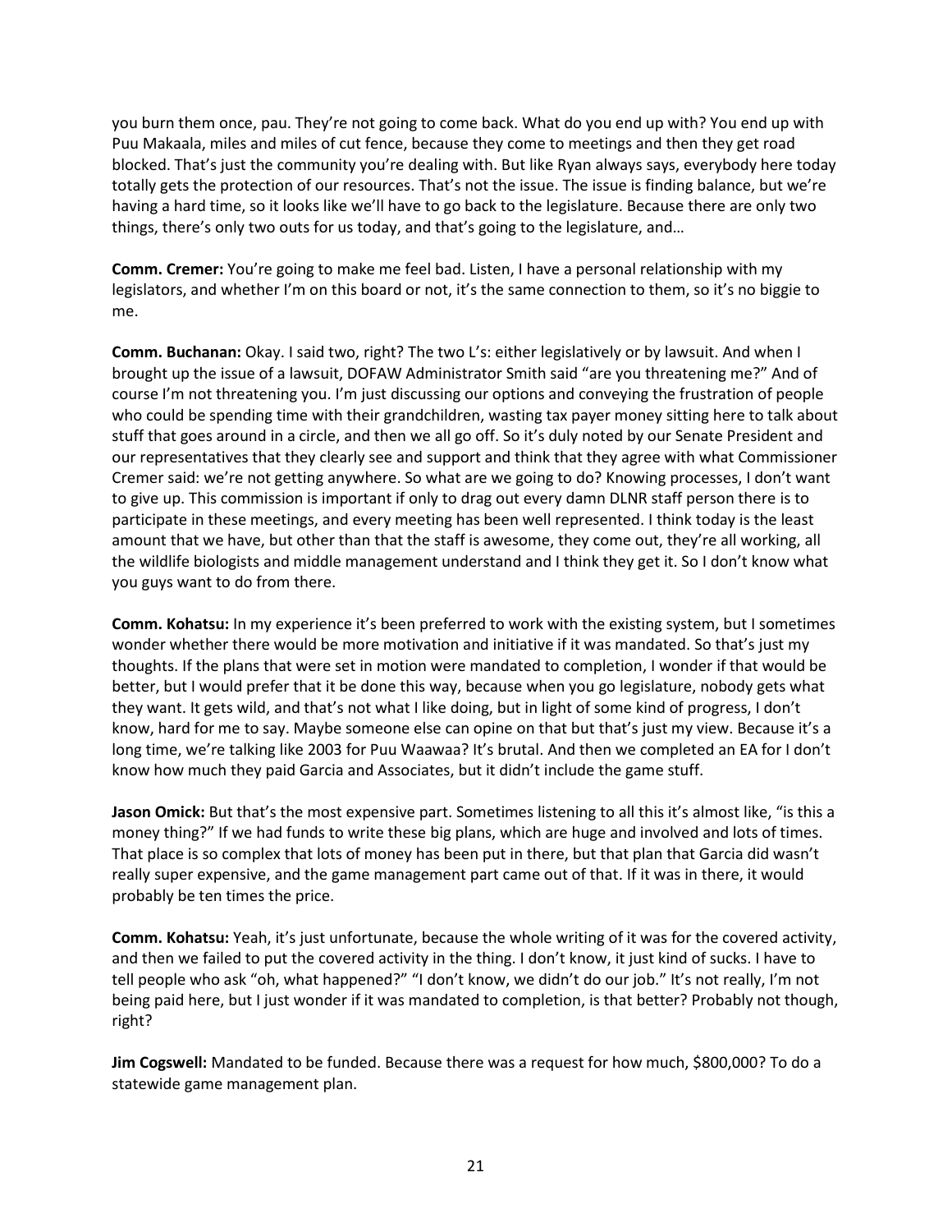you burn them once, pau. They're not going to come back. What do you end up with? You end up with Puu Makaala, miles and miles of cut fence, because they come to meetings and then they get road blocked. That's just the community you're dealing with. But like Ryan always says, everybody here today totally gets the protection of our resources. That's not the issue. The issue is finding balance, but we're having a hard time, so it looks like we'll have to go back to the legislature. Because there are only two things, there's only two outs for us today, and that's going to the legislature, and…

**Comm. Cremer:** You're going to make me feel bad. Listen, I have a personal relationship with my legislators, and whether I'm on this board or not, it's the same connection to them, so it's no biggie to me.

**Comm. Buchanan:** Okay. I said two, right? The two L's: either legislatively or by lawsuit. And when I brought up the issue of a lawsuit, DOFAW Administrator Smith said "are you threatening me?" And of course I'm not threatening you. I'm just discussing our options and conveying the frustration of people who could be spending time with their grandchildren, wasting tax payer money sitting here to talk about stuff that goes around in a circle, and then we all go off. So it's duly noted by our Senate President and our representatives that they clearly see and support and think that they agree with what Commissioner Cremer said: we're not getting anywhere. So what are we going to do? Knowing processes, I don't want to give up. This commission is important if only to drag out every damn DLNR staff person there is to participate in these meetings, and every meeting has been well represented. I think today is the least amount that we have, but other than that the staff is awesome, they come out, they're all working, all the wildlife biologists and middle management understand and I think they get it. So I don't know what you guys want to do from there.

**Comm. Kohatsu:** In my experience it's been preferred to work with the existing system, but I sometimes wonder whether there would be more motivation and initiative if it was mandated. So that's just my thoughts. If the plans that were set in motion were mandated to completion, I wonder if that would be better, but I would prefer that it be done this way, because when you go legislature, nobody gets what they want. It gets wild, and that's not what I like doing, but in light of some kind of progress, I don't know, hard for me to say. Maybe someone else can opine on that but that's just my view. Because it's a long time, we're talking like 2003 for Puu Waawaa? It's brutal. And then we completed an EA for I don't know how much they paid Garcia and Associates, but it didn't include the game stuff.

**Jason Omick:** But that's the most expensive part. Sometimes listening to all this it's almost like, "is this a money thing?" If we had funds to write these big plans, which are huge and involved and lots of times. That place is so complex that lots of money has been put in there, but that plan that Garcia did wasn't really super expensive, and the game management part came out of that. If it was in there, it would probably be ten times the price.

**Comm. Kohatsu:** Yeah, it's just unfortunate, because the whole writing of it was for the covered activity, and then we failed to put the covered activity in the thing. I don't know, it just kind of sucks. I have to tell people who ask "oh, what happened?" "I don't know, we didn't do our job." It's not really, I'm not being paid here, but I just wonder if it was mandated to completion, is that better? Probably not though, right?

**Jim Cogswell:** Mandated to be funded. Because there was a request for how much, $800,000? To do a statewide game management plan.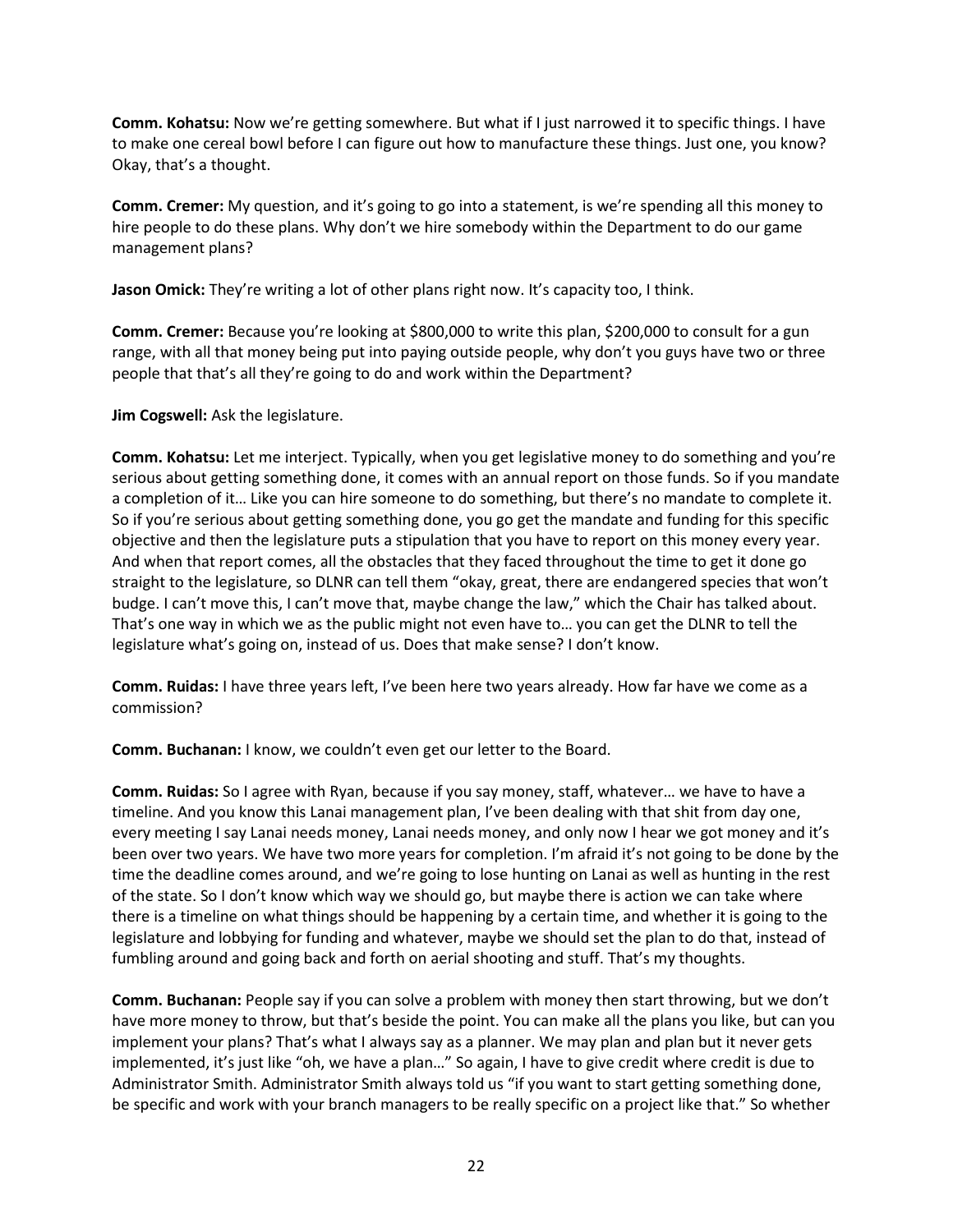**Comm. Kohatsu:** Now we're getting somewhere. But what if I just narrowed it to specific things. I have to make one cereal bowl before I can figure out how to manufacture these things. Just one, you know? Okay, that's a thought.

**Comm. Cremer:** My question, and it's going to go into a statement, is we're spending all this money to hire people to do these plans. Why don't we hire somebody within the Department to do our game management plans?

**Jason Omick:** They're writing a lot of other plans right now. It's capacity too, I think.

**Comm. Cremer:** Because you're looking at $800,000 to write this plan, $200,000 to consult for a gun range, with all that money being put into paying outside people, why don't you guys have two or three people that that's all they're going to do and work within the Department?

**Jim Cogswell:** Ask the legislature.

**Comm. Kohatsu:** Let me interject. Typically, when you get legislative money to do something and you're serious about getting something done, it comes with an annual report on those funds. So if you mandate a completion of it… Like you can hire someone to do something, but there's no mandate to complete it. So if you're serious about getting something done, you go get the mandate and funding for this specific objective and then the legislature puts a stipulation that you have to report on this money every year. And when that report comes, all the obstacles that they faced throughout the time to get it done go straight to the legislature, so DLNR can tell them "okay, great, there are endangered species that won't budge. I can't move this, I can't move that, maybe change the law," which the Chair has talked about. That's one way in which we as the public might not even have to… you can get the DLNR to tell the legislature what's going on, instead of us. Does that make sense? I don't know.

**Comm. Ruidas:** I have three years left, I've been here two years already. How far have we come as a commission?

**Comm. Buchanan:** I know, we couldn't even get our letter to the Board.

**Comm. Ruidas:** So I agree with Ryan, because if you say money, staff, whatever… we have to have a timeline. And you know this Lanai management plan, I've been dealing with that shit from day one, every meeting I say Lanai needs money, Lanai needs money, and only now I hear we got money and it's been over two years. We have two more years for completion. I'm afraid it's not going to be done by the time the deadline comes around, and we're going to lose hunting on Lanai as well as hunting in the rest of the state. So I don't know which way we should go, but maybe there is action we can take where there is a timeline on what things should be happening by a certain time, and whether it is going to the legislature and lobbying for funding and whatever, maybe we should set the plan to do that, instead of fumbling around and going back and forth on aerial shooting and stuff. That's my thoughts.

**Comm. Buchanan:** People say if you can solve a problem with money then start throwing, but we don't have more money to throw, but that's beside the point. You can make all the plans you like, but can you implement your plans? That's what I always say as a planner. We may plan and plan but it never gets implemented, it's just like "oh, we have a plan…" So again, I have to give credit where credit is due to Administrator Smith. Administrator Smith always told us "if you want to start getting something done, be specific and work with your branch managers to be really specific on a project like that." So whether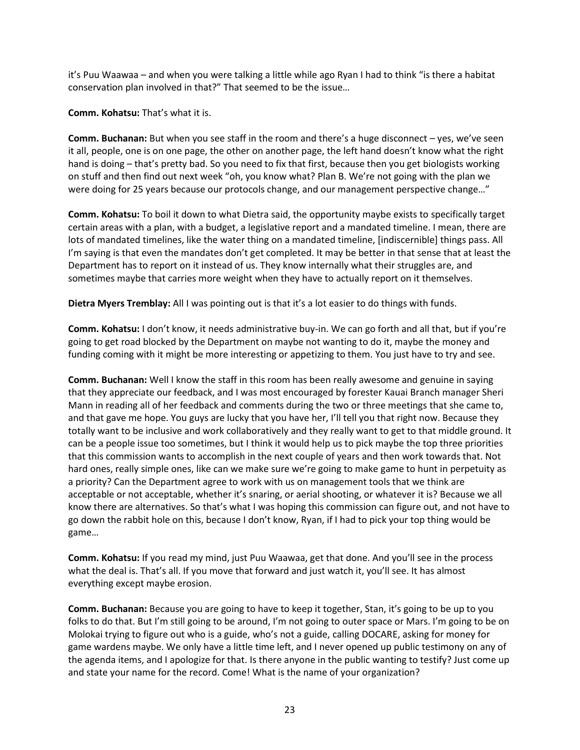it's Puu Waawaa – and when you were talking a little while ago Ryan I had to think "is there a habitat conservation plan involved in that?" That seemed to be the issue…

**Comm. Kohatsu:** That's what it is.

**Comm. Buchanan:** But when you see staff in the room and there's a huge disconnect – yes, we've seen it all, people, one is on one page, the other on another page, the left hand doesn't know what the right hand is doing – that's pretty bad. So you need to fix that first, because then you get biologists working on stuff and then find out next week "oh, you know what? Plan B. We're not going with the plan we were doing for 25 years because our protocols change, and our management perspective change…"

**Comm. Kohatsu:** To boil it down to what Dietra said, the opportunity maybe exists to specifically target certain areas with a plan, with a budget, a legislative report and a mandated timeline. I mean, there are lots of mandated timelines, like the water thing on a mandated timeline, [indiscernible] things pass. All I'm saying is that even the mandates don't get completed. It may be better in that sense that at least the Department has to report on it instead of us. They know internally what their struggles are, and sometimes maybe that carries more weight when they have to actually report on it themselves.

**Dietra Myers Tremblay:** All I was pointing out is that it's a lot easier to do things with funds.

**Comm. Kohatsu:** I don't know, it needs administrative buy-in. We can go forth and all that, but if you're going to get road blocked by the Department on maybe not wanting to do it, maybe the money and funding coming with it might be more interesting or appetizing to them. You just have to try and see.

**Comm. Buchanan:** Well I know the staff in this room has been really awesome and genuine in saying that they appreciate our feedback, and I was most encouraged by forester Kauai Branch manager Sheri Mann in reading all of her feedback and comments during the two or three meetings that she came to, and that gave me hope. You guys are lucky that you have her, I'll tell you that right now. Because they totally want to be inclusive and work collaboratively and they really want to get to that middle ground. It can be a people issue too sometimes, but I think it would help us to pick maybe the top three priorities that this commission wants to accomplish in the next couple of years and then work towards that. Not hard ones, really simple ones, like can we make sure we're going to make game to hunt in perpetuity as a priority? Can the Department agree to work with us on management tools that we think are acceptable or not acceptable, whether it's snaring, or aerial shooting, or whatever it is? Because we all know there are alternatives. So that's what I was hoping this commission can figure out, and not have to go down the rabbit hole on this, because I don't know, Ryan, if I had to pick your top thing would be game…

**Comm. Kohatsu:** If you read my mind, just Puu Waawaa, get that done. And you'll see in the process what the deal is. That's all. If you move that forward and just watch it, you'll see. It has almost everything except maybe erosion.

**Comm. Buchanan:** Because you are going to have to keep it together, Stan, it's going to be up to you folks to do that. But I'm still going to be around, I'm not going to outer space or Mars. I'm going to be on Molokai trying to figure out who is a guide, who's not a guide, calling DOCARE, asking for money for game wardens maybe. We only have a little time left, and I never opened up public testimony on any of the agenda items, and I apologize for that. Is there anyone in the public wanting to testify? Just come up and state your name for the record. Come! What is the name of your organization?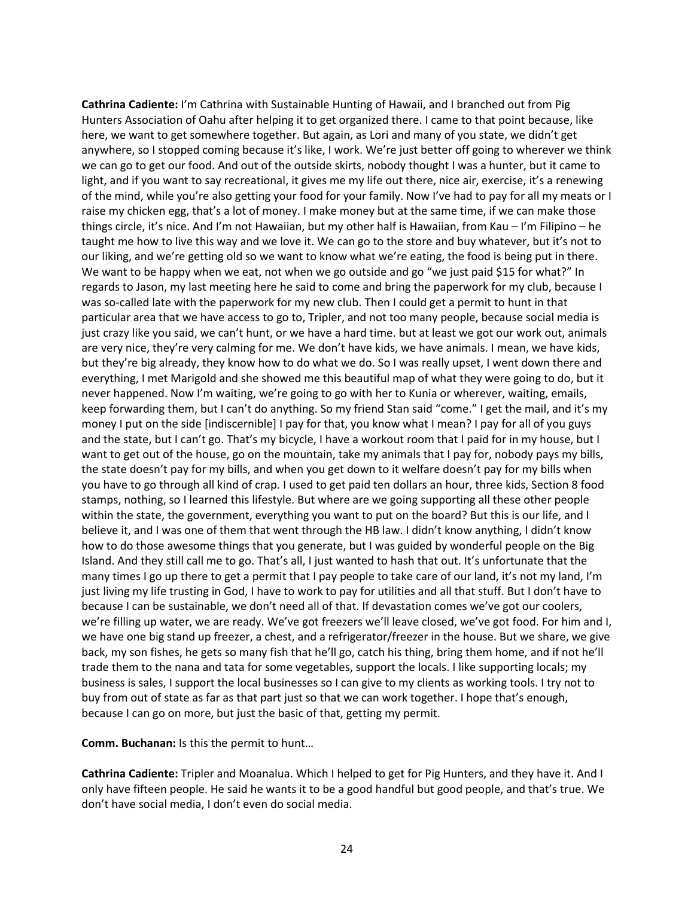**Cathrina Cadiente:** I'm Cathrina with Sustainable Hunting of Hawaii, and I branched out from Pig Hunters Association of Oahu after helping it to get organized there. I came to that point because, like here, we want to get somewhere together. But again, as Lori and many of you state, we didn't get anywhere, so I stopped coming because it's like, I work. We're just better off going to wherever we think we can go to get our food. And out of the outside skirts, nobody thought I was a hunter, but it came to light, and if you want to say recreational, it gives me my life out there, nice air, exercise, it's a renewing of the mind, while you're also getting your food for your family. Now I've had to pay for all my meats or I raise my chicken egg, that's a lot of money. I make money but at the same time, if we can make those things circle, it's nice. And I'm not Hawaiian, but my other half is Hawaiian, from Kau – I'm Filipino – he taught me how to live this way and we love it. We can go to the store and buy whatever, but it's not to our liking, and we're getting old so we want to know what we're eating, the food is being put in there. We want to be happy when we eat, not when we go outside and go "we just paid $15 for what?" In regards to Jason, my last meeting here he said to come and bring the paperwork for my club, because I was so-called late with the paperwork for my new club. Then I could get a permit to hunt in that particular area that we have access to go to, Tripler, and not too many people, because social media is just crazy like you said, we can't hunt, or we have a hard time. but at least we got our work out, animals are very nice, they're very calming for me. We don't have kids, we have animals. I mean, we have kids, but they're big already, they know how to do what we do. So I was really upset, I went down there and everything, I met Marigold and she showed me this beautiful map of what they were going to do, but it never happened. Now I'm waiting, we're going to go with her to Kunia or wherever, waiting, emails, keep forwarding them, but I can't do anything. So my friend Stan said "come." I get the mail, and it's my money I put on the side [indiscernible] I pay for that, you know what I mean? I pay for all of you guys and the state, but I can't go. That's my bicycle, I have a workout room that I paid for in my house, but I want to get out of the house, go on the mountain, take my animals that I pay for, nobody pays my bills, the state doesn't pay for my bills, and when you get down to it welfare doesn't pay for my bills when you have to go through all kind of crap. I used to get paid ten dollars an hour, three kids, Section 8 food stamps, nothing, so I learned this lifestyle. But where are we going supporting all these other people within the state, the government, everything you want to put on the board? But this is our life, and I believe it, and I was one of them that went through the HB law. I didn't know anything, I didn't know how to do those awesome things that you generate, but I was guided by wonderful people on the Big Island. And they still call me to go. That's all, I just wanted to hash that out. It's unfortunate that the many times I go up there to get a permit that I pay people to take care of our land, it's not my land, I'm just living my life trusting in God, I have to work to pay for utilities and all that stuff. But I don't have to because I can be sustainable, we don't need all of that. If devastation comes we've got our coolers, we're filling up water, we are ready. We've got freezers we'll leave closed, we've got food. For him and I, we have one big stand up freezer, a chest, and a refrigerator/freezer in the house. But we share, we give back, my son fishes, he gets so many fish that he'll go, catch his thing, bring them home, and if not he'll trade them to the nana and tata for some vegetables, support the locals. I like supporting locals; my business is sales, I support the local businesses so I can give to my clients as working tools. I try not to buy from out of state as far as that part just so that we can work together. I hope that's enough, because I can go on more, but just the basic of that, getting my permit.

**Comm. Buchanan:** Is this the permit to hunt…

**Cathrina Cadiente:** Tripler and Moanalua. Which I helped to get for Pig Hunters, and they have it. And I only have fifteen people. He said he wants it to be a good handful but good people, and that's true. We don't have social media, I don't even do social media.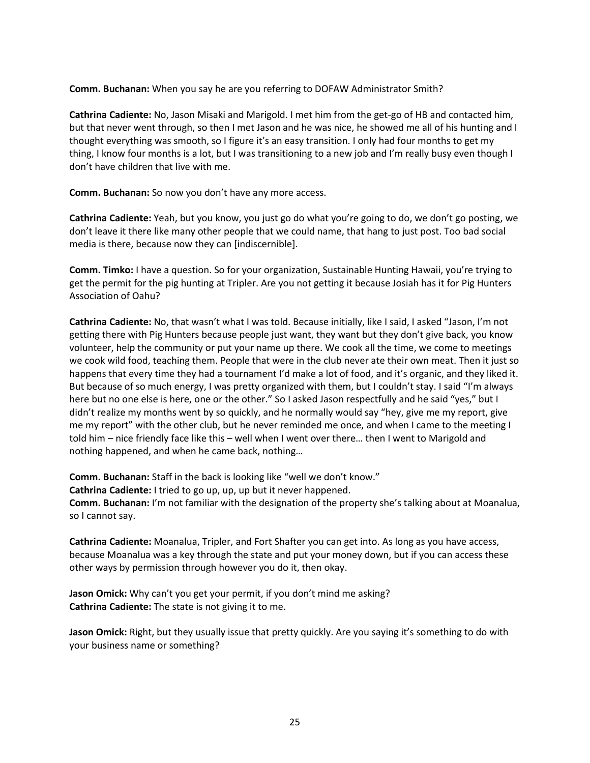**Comm. Buchanan:** When you say he are you referring to DOFAW Administrator Smith?

**Cathrina Cadiente:** No, Jason Misaki and Marigold. I met him from the get-go of HB and contacted him, but that never went through, so then I met Jason and he was nice, he showed me all of his hunting and I thought everything was smooth, so I figure it's an easy transition. I only had four months to get my thing, I know four months is a lot, but I was transitioning to a new job and I'm really busy even though I don't have children that live with me.

**Comm. Buchanan:** So now you don't have any more access.

**Cathrina Cadiente:** Yeah, but you know, you just go do what you're going to do, we don't go posting, we don't leave it there like many other people that we could name, that hang to just post. Too bad social media is there, because now they can [indiscernible].

**Comm. Timko:** I have a question. So for your organization, Sustainable Hunting Hawaii, you're trying to get the permit for the pig hunting at Tripler. Are you not getting it because Josiah has it for Pig Hunters Association of Oahu?

**Cathrina Cadiente:** No, that wasn't what I was told. Because initially, like I said, I asked "Jason, I'm not getting there with Pig Hunters because people just want, they want but they don't give back, you know volunteer, help the community or put your name up there. We cook all the time, we come to meetings we cook wild food, teaching them. People that were in the club never ate their own meat. Then it just so happens that every time they had a tournament I'd make a lot of food, and it's organic, and they liked it. But because of so much energy, I was pretty organized with them, but I couldn't stay. I said "I'm always here but no one else is here, one or the other." So I asked Jason respectfully and he said "yes," but I didn't realize my months went by so quickly, and he normally would say "hey, give me my report, give me my report" with the other club, but he never reminded me once, and when I came to the meeting I told him – nice friendly face like this – well when I went over there… then I went to Marigold and nothing happened, and when he came back, nothing…

**Comm. Buchanan:** Staff in the back is looking like "well we don't know."
**Cathrina Cadiente:** I tried to go up, up, up but it never happened.
**Comm. Buchanan:** I'm not familiar with the designation of the property she's talking about at Moanalua, so I cannot say.

**Cathrina Cadiente:** Moanalua, Tripler, and Fort Shafter you can get into. As long as you have access, because Moanalua was a key through the state and put your money down, but if you can access these other ways by permission through however you do it, then okay.

**Jason Omick:** Why can't you get your permit, if you don't mind me asking?
**Cathrina Cadiente:** The state is not giving it to me.

**Jason Omick:** Right, but they usually issue that pretty quickly. Are you saying it's something to do with your business name or something?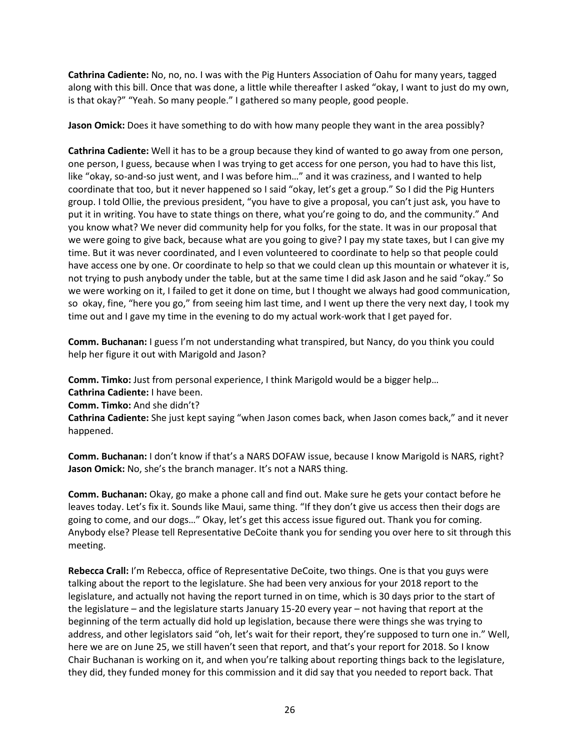**Cathrina Cadiente:** No, no, no. I was with the Pig Hunters Association of Oahu for many years, tagged along with this bill. Once that was done, a little while thereafter I asked "okay, I want to just do my own, is that okay?" "Yeah. So many people." I gathered so many people, good people.

**Jason Omick:** Does it have something to do with how many people they want in the area possibly?

**Cathrina Cadiente:** Well it has to be a group because they kind of wanted to go away from one person, one person, I guess, because when I was trying to get access for one person, you had to have this list, like "okay, so-and-so just went, and I was before him…" and it was craziness, and I wanted to help coordinate that too, but it never happened so I said "okay, let's get a group." So I did the Pig Hunters group. I told Ollie, the previous president, "you have to give a proposal, you can't just ask, you have to put it in writing. You have to state things on there, what you're going to do, and the community." And you know what? We never did community help for you folks, for the state. It was in our proposal that we were going to give back, because what are you going to give? I pay my state taxes, but I can give my time. But it was never coordinated, and I even volunteered to coordinate to help so that people could have access one by one. Or coordinate to help so that we could clean up this mountain or whatever it is, not trying to push anybody under the table, but at the same time I did ask Jason and he said "okay." So we were working on it, I failed to get it done on time, but I thought we always had good communication, so okay, fine, "here you go," from seeing him last time, and I went up there the very next day, I took my time out and I gave my time in the evening to do my actual work-work that I get payed for.

**Comm. Buchanan:** I guess I'm not understanding what transpired, but Nancy, do you think you could help her figure it out with Marigold and Jason?

**Comm. Timko:** Just from personal experience, I think Marigold would be a bigger help…
**Cathrina Cadiente:** I have been.
**Comm. Timko:** And she didn't?
**Cathrina Cadiente:** She just kept saying "when Jason comes back, when Jason comes back," and it never happened.

**Comm. Buchanan:** I don't know if that's a NARS DOFAW issue, because I know Marigold is NARS, right?
**Jason Omick:** No, she's the branch manager. It's not a NARS thing.

**Comm. Buchanan:** Okay, go make a phone call and find out. Make sure he gets your contact before he leaves today. Let's fix it. Sounds like Maui, same thing. "If they don't give us access then their dogs are going to come, and our dogs…" Okay, let's get this access issue figured out. Thank you for coming. Anybody else? Please tell Representative DeCoite thank you for sending you over here to sit through this meeting.

**Rebecca Crall:** I'm Rebecca, office of Representative DeCoite, two things. One is that you guys were talking about the report to the legislature. She had been very anxious for your 2018 report to the legislature, and actually not having the report turned in on time, which is 30 days prior to the start of the legislature – and the legislature starts January 15-20 every year – not having that report at the beginning of the term actually did hold up legislation, because there were things she was trying to address, and other legislators said "oh, let's wait for their report, they're supposed to turn one in." Well, here we are on June 25, we still haven't seen that report, and that's your report for 2018. So I know Chair Buchanan is working on it, and when you're talking about reporting things back to the legislature, they did, they funded money for this commission and it did say that you needed to report back. That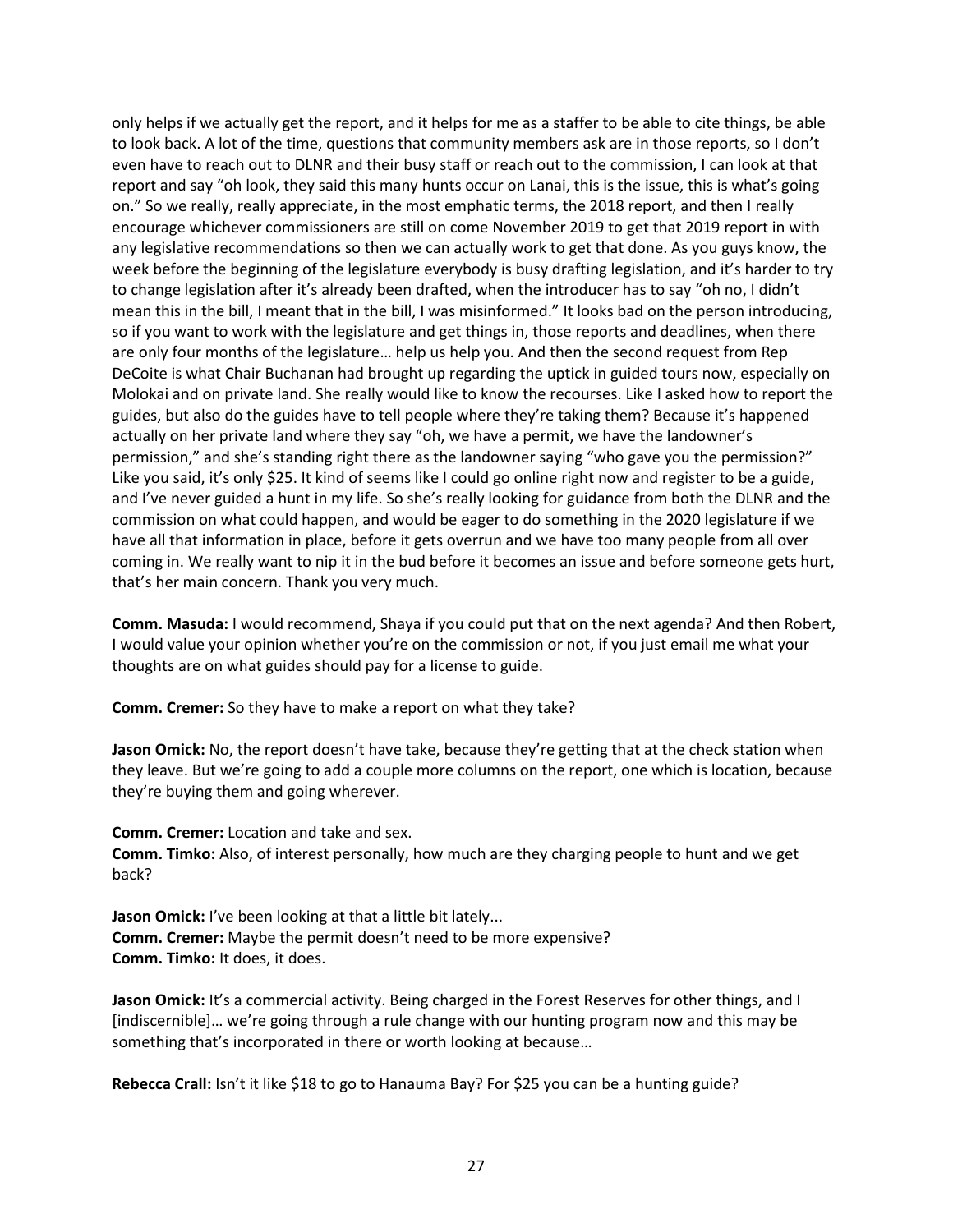only helps if we actually get the report, and it helps for me as a staffer to be able to cite things, be able to look back. A lot of the time, questions that community members ask are in those reports, so I don't even have to reach out to DLNR and their busy staff or reach out to the commission, I can look at that report and say "oh look, they said this many hunts occur on Lanai, this is the issue, this is what's going on." So we really, really appreciate, in the most emphatic terms, the 2018 report, and then I really encourage whichever commissioners are still on come November 2019 to get that 2019 report in with any legislative recommendations so then we can actually work to get that done. As you guys know, the week before the beginning of the legislature everybody is busy drafting legislation, and it's harder to try to change legislation after it's already been drafted, when the introducer has to say "oh no, I didn't mean this in the bill, I meant that in the bill, I was misinformed." It looks bad on the person introducing, so if you want to work with the legislature and get things in, those reports and deadlines, when there are only four months of the legislature… help us help you. And then the second request from Rep DeCoite is what Chair Buchanan had brought up regarding the uptick in guided tours now, especially on Molokai and on private land. She really would like to know the recourses. Like I asked how to report the guides, but also do the guides have to tell people where they're taking them? Because it's happened actually on her private land where they say "oh, we have a permit, we have the landowner's permission," and she's standing right there as the landowner saying "who gave you the permission?" Like you said, it's only $25. It kind of seems like I could go online right now and register to be a guide, and I've never guided a hunt in my life. So she's really looking for guidance from both the DLNR and the commission on what could happen, and would be eager to do something in the 2020 legislature if we have all that information in place, before it gets overrun and we have too many people from all over coming in. We really want to nip it in the bud before it becomes an issue and before someone gets hurt, that's her main concern. Thank you very much.

**Comm. Masuda:** I would recommend, Shaya if you could put that on the next agenda? And then Robert, I would value your opinion whether you're on the commission or not, if you just email me what your thoughts are on what guides should pay for a license to guide.

**Comm. Cremer:** So they have to make a report on what they take?

**Jason Omick:** No, the report doesn't have take, because they're getting that at the check station when they leave. But we're going to add a couple more columns on the report, one which is location, because they're buying them and going wherever.

**Comm. Cremer:** Location and take and sex.
**Comm. Timko:** Also, of interest personally, how much are they charging people to hunt and we get back?

**Jason Omick:** I've been looking at that a little bit lately...
**Comm. Cremer:** Maybe the permit doesn't need to be more expensive?
**Comm. Timko:** It does, it does.

**Jason Omick:** It's a commercial activity. Being charged in the Forest Reserves for other things, and I [indiscernible]… we're going through a rule change with our hunting program now and this may be something that's incorporated in there or worth looking at because…

**Rebecca Crall:** Isn't it like $18 to go to Hanauma Bay? For $25 you can be a hunting guide?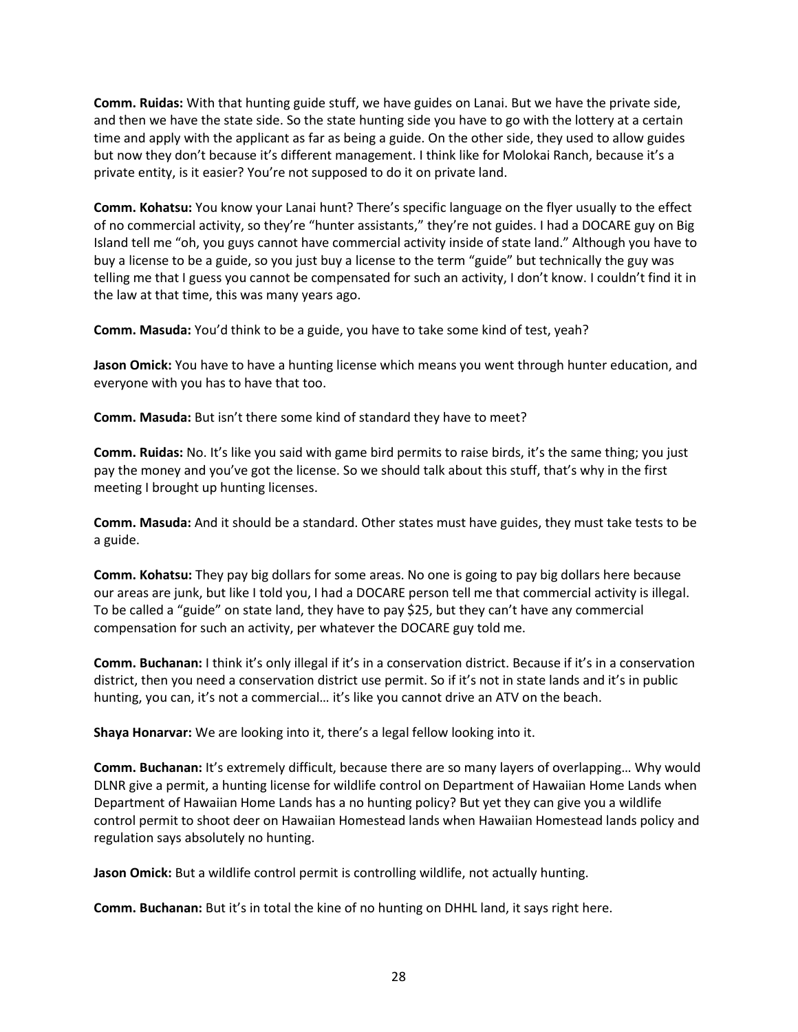**Comm. Ruidas:** With that hunting guide stuff, we have guides on Lanai. But we have the private side, and then we have the state side. So the state hunting side you have to go with the lottery at a certain time and apply with the applicant as far as being a guide. On the other side, they used to allow guides but now they don't because it's different management. I think like for Molokai Ranch, because it's a private entity, is it easier? You're not supposed to do it on private land.

**Comm. Kohatsu:** You know your Lanai hunt? There's specific language on the flyer usually to the effect of no commercial activity, so they're "hunter assistants," they're not guides. I had a DOCARE guy on Big Island tell me "oh, you guys cannot have commercial activity inside of state land." Although you have to buy a license to be a guide, so you just buy a license to the term "guide" but technically the guy was telling me that I guess you cannot be compensated for such an activity, I don't know. I couldn't find it in the law at that time, this was many years ago.

**Comm. Masuda:** You'd think to be a guide, you have to take some kind of test, yeah?

**Jason Omick:** You have to have a hunting license which means you went through hunter education, and everyone with you has to have that too.

**Comm. Masuda:** But isn't there some kind of standard they have to meet?

**Comm. Ruidas:** No. It's like you said with game bird permits to raise birds, it's the same thing; you just pay the money and you've got the license. So we should talk about this stuff, that's why in the first meeting I brought up hunting licenses.

**Comm. Masuda:** And it should be a standard. Other states must have guides, they must take tests to be a guide.

**Comm. Kohatsu:** They pay big dollars for some areas. No one is going to pay big dollars here because our areas are junk, but like I told you, I had a DOCARE person tell me that commercial activity is illegal. To be called a "guide" on state land, they have to pay $25, but they can't have any commercial compensation for such an activity, per whatever the DOCARE guy told me.

**Comm. Buchanan:** I think it's only illegal if it's in a conservation district. Because if it's in a conservation district, then you need a conservation district use permit. So if it's not in state lands and it's in public hunting, you can, it's not a commercial… it's like you cannot drive an ATV on the beach.

**Shaya Honarvar:** We are looking into it, there's a legal fellow looking into it.

**Comm. Buchanan:** It's extremely difficult, because there are so many layers of overlapping… Why would DLNR give a permit, a hunting license for wildlife control on Department of Hawaiian Home Lands when Department of Hawaiian Home Lands has a no hunting policy? But yet they can give you a wildlife control permit to shoot deer on Hawaiian Homestead lands when Hawaiian Homestead lands policy and regulation says absolutely no hunting.

**Jason Omick:** But a wildlife control permit is controlling wildlife, not actually hunting.

**Comm. Buchanan:** But it's in total the kine of no hunting on DHHL land, it says right here.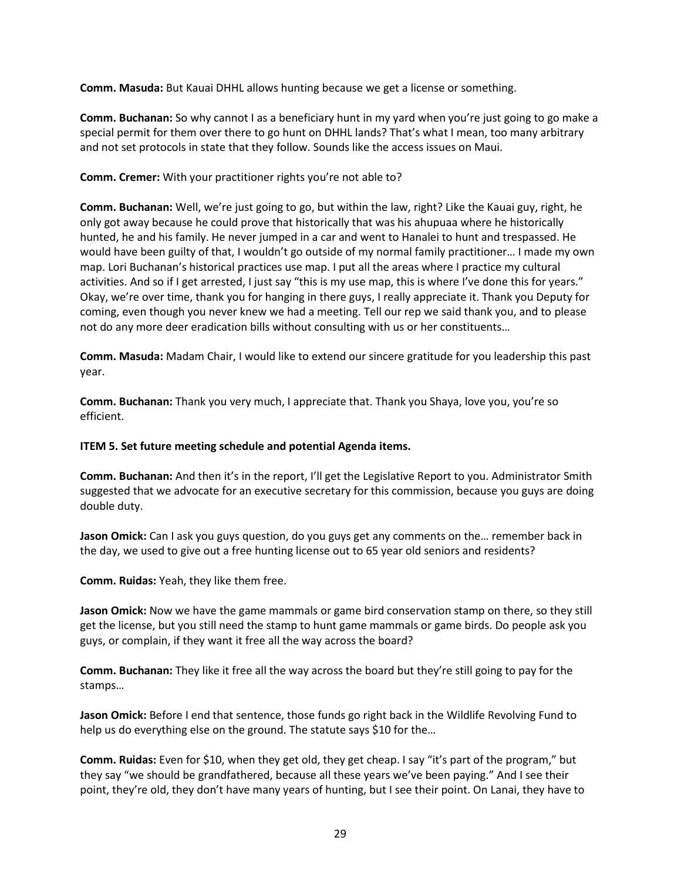**Comm. Masuda:** But Kauai DHHL allows hunting because we get a license or something.

**Comm. Buchanan:** So why cannot I as a beneficiary hunt in my yard when you're just going to go make a special permit for them over there to go hunt on DHHL lands? That's what I mean, too many arbitrary and not set protocols in state that they follow. Sounds like the access issues on Maui.

**Comm. Cremer:** With your practitioner rights you're not able to?

**Comm. Buchanan:** Well, we're just going to go, but within the law, right? Like the Kauai guy, right, he only got away because he could prove that historically that was his ahupuaa where he historically hunted, he and his family. He never jumped in a car and went to Hanalei to hunt and trespassed. He would have been guilty of that, I wouldn't go outside of my normal family practitioner… I made my own map. Lori Buchanan's historical practices use map. I put all the areas where I practice my cultural activities. And so if I get arrested, I just say "this is my use map, this is where I've done this for years." Okay, we're over time, thank you for hanging in there guys, I really appreciate it. Thank you Deputy for coming, even though you never knew we had a meeting. Tell our rep we said thank you, and to please not do any more deer eradication bills without consulting with us or her constituents…

**Comm. Masuda:** Madam Chair, I would like to extend our sincere gratitude for you leadership this past year.

**Comm. Buchanan:** Thank you very much, I appreciate that. Thank you Shaya, love you, you're so efficient.

**ITEM 5. Set future meeting schedule and potential Agenda items.**

**Comm. Buchanan:** And then it's in the report, I'll get the Legislative Report to you. Administrator Smith suggested that we advocate for an executive secretary for this commission, because you guys are doing double duty.

**Jason Omick:** Can I ask you guys question, do you guys get any comments on the… remember back in the day, we used to give out a free hunting license out to 65 year old seniors and residents?

**Comm. Ruidas:** Yeah, they like them free.

**Jason Omick:** Now we have the game mammals or game bird conservation stamp on there, so they still get the license, but you still need the stamp to hunt game mammals or game birds. Do people ask you guys, or complain, if they want it free all the way across the board?

**Comm. Buchanan:** They like it free all the way across the board but they're still going to pay for the stamps…

**Jason Omick:** Before I end that sentence, those funds go right back in the Wildlife Revolving Fund to help us do everything else on the ground. The statute says $10 for the…

**Comm. Ruidas:** Even for $10, when they get old, they get cheap. I say "it's part of the program," but they say "we should be grandfathered, because all these years we've been paying." And I see their point, they're old, they don't have many years of hunting, but I see their point. On Lanai, they have to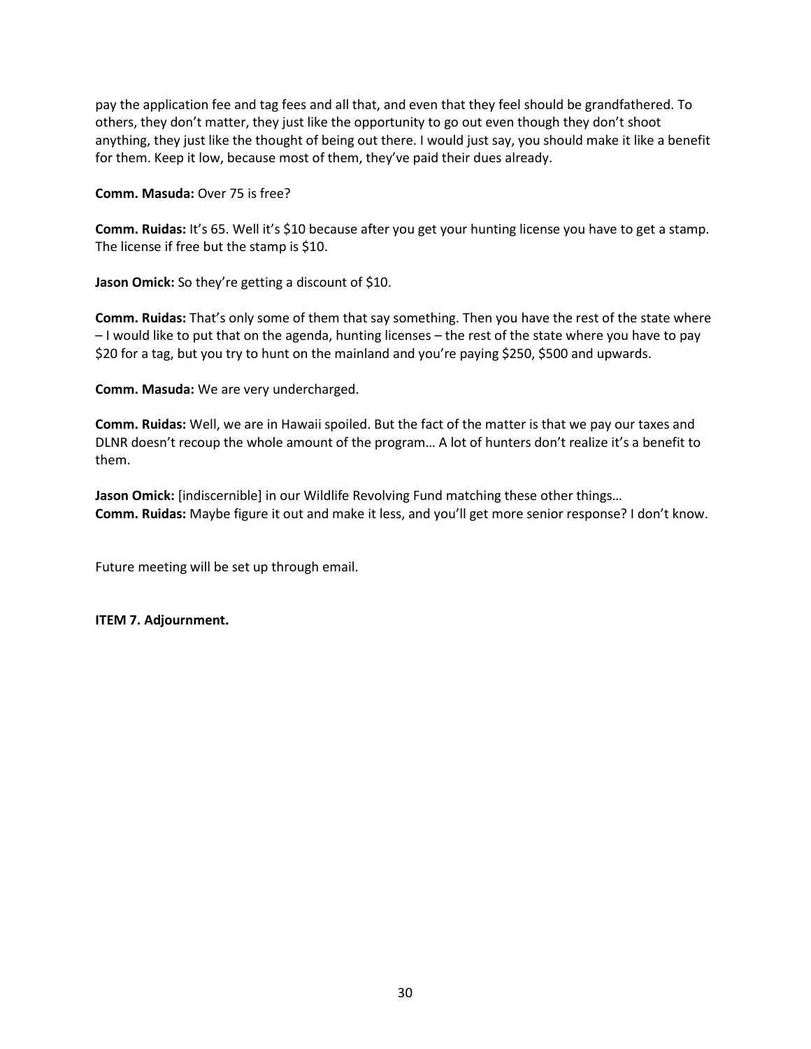pay the application fee and tag fees and all that, and even that they feel should be grandfathered. To others, they don't matter, they just like the opportunity to go out even though they don't shoot anything, they just like the thought of being out there. I would just say, you should make it like a benefit for them. Keep it low, because most of them, they've paid their dues already.

**Comm. Masuda:** Over 75 is free?

**Comm. Ruidas:** It's 65. Well it's $10 because after you get your hunting license you have to get a stamp. The license if free but the stamp is $10.

**Jason Omick:** So they're getting a discount of $10.

**Comm. Ruidas:** That's only some of them that say something. Then you have the rest of the state where – I would like to put that on the agenda, hunting licenses – the rest of the state where you have to pay $20 for a tag, but you try to hunt on the mainland and you're paying $250, $500 and upwards.

**Comm. Masuda:** We are very undercharged.

**Comm. Ruidas:** Well, we are in Hawaii spoiled. But the fact of the matter is that we pay our taxes and DLNR doesn't recoup the whole amount of the program… A lot of hunters don't realize it's a benefit to them.

**Jason Omick:** [indiscernible] in our Wildlife Revolving Fund matching these other things…
**Comm. Ruidas:** Maybe figure it out and make it less, and you'll get more senior response? I don't know.

Future meeting will be set up through email.

**ITEM 7. Adjournment.**